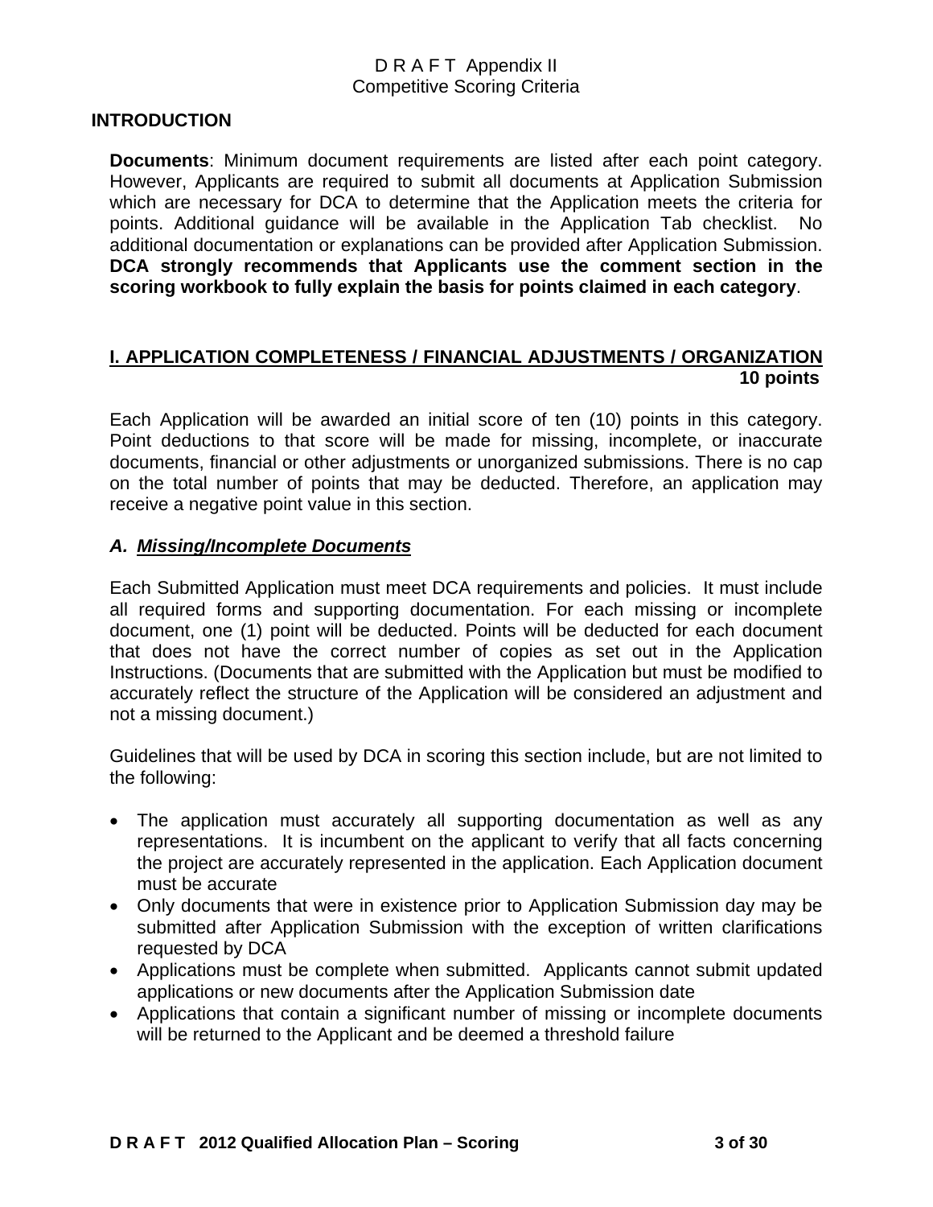# D R A F T Appendix II
# Competitive Scoring Criteria

## INTRODUCTION

**Documents**: Minimum document requirements are listed after each point category. However, Applicants are required to submit all documents at Application Submission which are necessary for DCA to determine that the Application meets the criteria for points. Additional guidance will be available in the Application Tab checklist. No additional documentation or explanations can be provided after Application Submission. **DCA strongly recommends that Applicants use the comment section in the scoring workbook to fully explain the basis for points claimed in each category**.

## I. APPLICATION COMPLETENESS / FINANCIAL ADJUSTMENTS / ORGANIZATION 10 points

Each Application will be awarded an initial score of ten (10) points in this category. Point deductions to that score will be made for missing, incomplete, or inaccurate documents, financial or other adjustments or unorganized submissions. There is no cap on the total number of points that may be deducted. Therefore, an application may receive a negative point value in this section.

### *A. Missing/Incomplete Documents*

Each Submitted Application must meet DCA requirements and policies. It must include all required forms and supporting documentation. For each missing or incomplete document, one (1) point will be deducted. Points will be deducted for each document that does not have the correct number of copies as set out in the Application Instructions. (Documents that are submitted with the Application but must be modified to accurately reflect the structure of the Application will be considered an adjustment and not a missing document.)

Guidelines that will be used by DCA in scoring this section include, but are not limited to the following:

- The application must accurately all supporting documentation as well as any representations. It is incumbent on the applicant to verify that all facts concerning the project are accurately represented in the application. Each Application document must be accurate
- Only documents that were in existence prior to Application Submission day may be submitted after Application Submission with the exception of written clarifications requested by DCA
- Applications must be complete when submitted. Applicants cannot submit updated applications or new documents after the Application Submission date
- Applications that contain a significant number of missing or incomplete documents will be returned to the Applicant and be deemed a threshold failure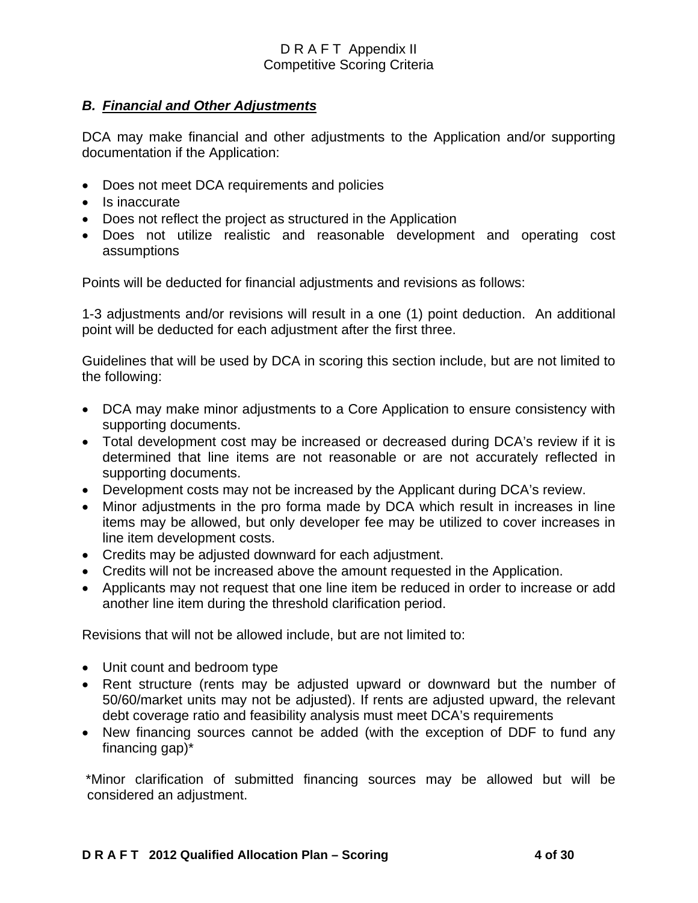### *B. Financial and Other Adjustments*

DCA may make financial and other adjustments to the Application and/or supporting documentation if the Application:

- Does not meet DCA requirements and policies
- Is inaccurate
- Does not reflect the project as structured in the Application
- Does not utilize realistic and reasonable development and operating cost assumptions

Points will be deducted for financial adjustments and revisions as follows:

1-3 adjustments and/or revisions will result in a one (1) point deduction. An additional point will be deducted for each adjustment after the first three.

Guidelines that will be used by DCA in scoring this section include, but are not limited to the following:

- DCA may make minor adjustments to a Core Application to ensure consistency with supporting documents.
- Total development cost may be increased or decreased during DCA's review if it is determined that line items are not reasonable or are not accurately reflected in supporting documents.
- Development costs may not be increased by the Applicant during DCA's review.
- Minor adjustments in the pro forma made by DCA which result in increases in line items may be allowed, but only developer fee may be utilized to cover increases in line item development costs.
- Credits may be adjusted downward for each adjustment.
- Credits will not be increased above the amount requested in the Application.
- Applicants may not request that one line item be reduced in order to increase or add another line item during the threshold clarification period.

Revisions that will not be allowed include, but are not limited to:

- Unit count and bedroom type
- Rent structure (rents may be adjusted upward or downward but the number of 50/60/market units may not be adjusted). If rents are adjusted upward, the relevant debt coverage ratio and feasibility analysis must meet DCA's requirements
- New financing sources cannot be added (with the exception of DDF to fund any financing gap)*

*Minor clarification of submitted financing sources may be allowed but will be considered an adjustment.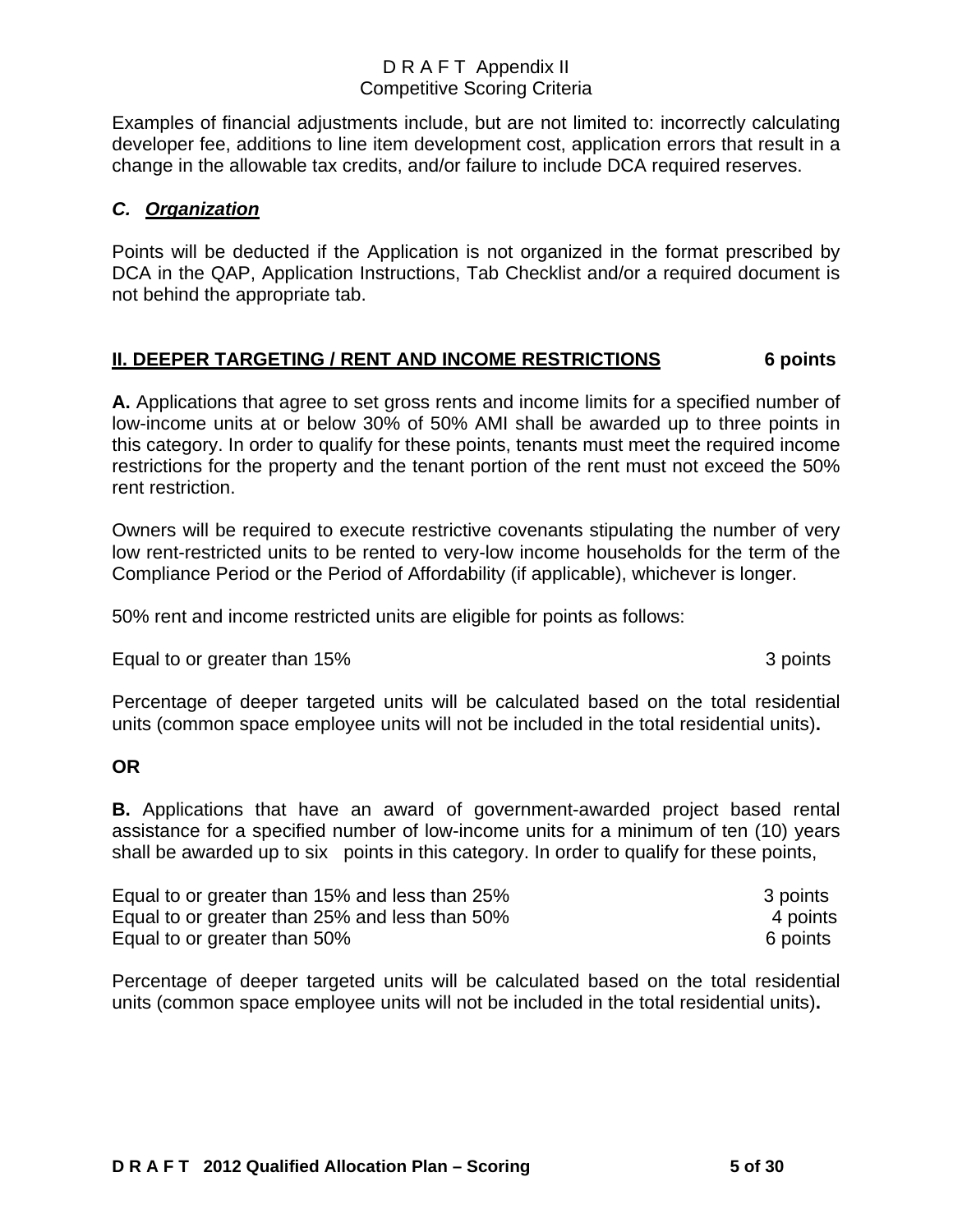Examples of financial adjustments include, but are not limited to: incorrectly calculating developer fee, additions to line item development cost, application errors that result in a change in the allowable tax credits, and/or failure to include DCA required reserves.

### *C. Organization*

Points will be deducted if the Application is not organized in the format prescribed by DCA in the QAP, Application Instructions, Tab Checklist and/or a required document is not behind the appropriate tab.

## II. DEEPER TARGETING / RENT AND INCOME RESTRICTIONS — 6 points

**A.** Applications that agree to set gross rents and income limits for a specified number of low-income units at or below 30% of 50% AMI shall be awarded up to three points in this category. In order to qualify for these points, tenants must meet the required income restrictions for the property and the tenant portion of the rent must not exceed the 50% rent restriction.

Owners will be required to execute restrictive covenants stipulating the number of very low rent-restricted units to be rented to very-low income households for the term of the Compliance Period or the Period of Affordability (if applicable), whichever is longer.

50% rent and income restricted units are eligible for points as follows:

| | |
|---|---|
| Equal to or greater than 15% | 3 points |

Percentage of deeper targeted units will be calculated based on the total residential units (common space employee units will not be included in the total residential units)**.**

**OR**

**B.** Applications that have an award of government-awarded project based rental assistance for a specified number of low-income units for a minimum of ten (10) years shall be awarded up to six points in this category. In order to qualify for these points,

| | |
|---|---|
| Equal to or greater than 15% and less than 25% | 3 points |
| Equal to or greater than 25% and less than 50% | 4 points |
| Equal to or greater than 50% | 6 points |

Percentage of deeper targeted units will be calculated based on the total residential units (common space employee units will not be included in the total residential units)**.**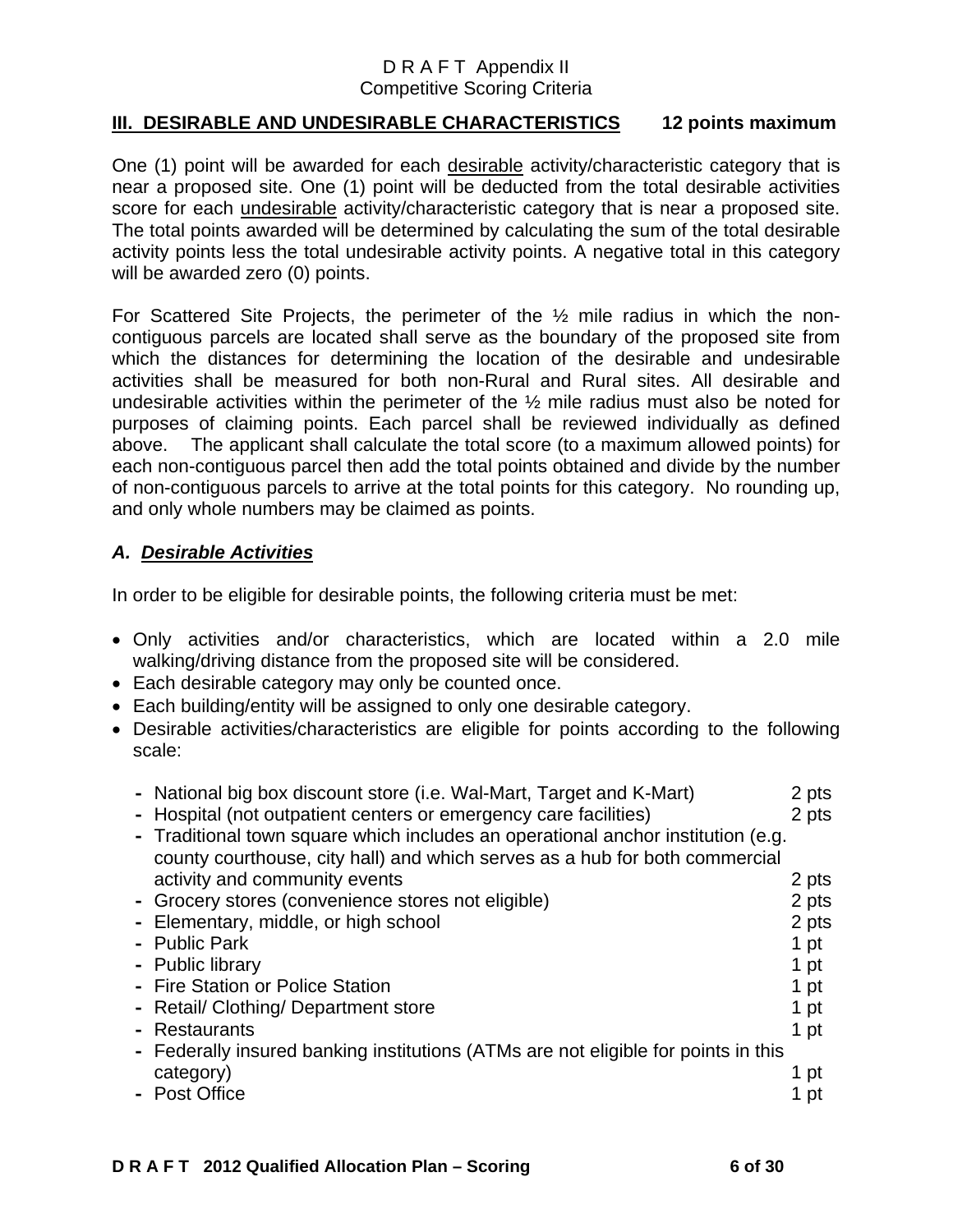## III. DESIRABLE AND UNDESIRABLE CHARACTERISTICS 12 points maximum

One (1) point will be awarded for each desirable activity/characteristic category that is near a proposed site. One (1) point will be deducted from the total desirable activities score for each undesirable activity/characteristic category that is near a proposed site. The total points awarded will be determined by calculating the sum of the total desirable activity points less the total undesirable activity points. A negative total in this category will be awarded zero (0) points.

For Scattered Site Projects, the perimeter of the ½ mile radius in which the non-contiguous parcels are located shall serve as the boundary of the proposed site from which the distances for determining the location of the desirable and undesirable activities shall be measured for both non-Rural and Rural sites. All desirable and undesirable activities within the perimeter of the ½ mile radius must also be noted for purposes of claiming points. Each parcel shall be reviewed individually as defined above. The applicant shall calculate the total score (to a maximum allowed points) for each non-contiguous parcel then add the total points obtained and divide by the number of non-contiguous parcels to arrive at the total points for this category. No rounding up, and only whole numbers may be claimed as points.

### *A. Desirable Activities*

In order to be eligible for desirable points, the following criteria must be met:

- Only activities and/or characteristics, which are located within a 2.0 mile walking/driving distance from the proposed site will be considered.
- Each desirable category may only be counted once.
- Each building/entity will be assigned to only one desirable category.
- Desirable activities/characteristics are eligible for points according to the following scale:

| Activity | Points |
|---|---|
| - National big box discount store (i.e. Wal-Mart, Target and K-Mart) | 2 pts |
| - Hospital (not outpatient centers or emergency care facilities) | 2 pts |
| - Traditional town square which includes an operational anchor institution (e.g. county courthouse, city hall) and which serves as a hub for both commercial activity and community events | 2 pts |
| - Grocery stores (convenience stores not eligible) | 2 pts |
| - Elementary, middle, or high school | 2 pts |
| - Public Park | 1 pt |
| - Public library | 1 pt |
| - Fire Station or Police Station | 1 pt |
| - Retail/ Clothing/ Department store | 1 pt |
| - Restaurants | 1 pt |
| - Federally insured banking institutions (ATMs are not eligible for points in this category) | 1 pt |
| - Post Office | 1 pt |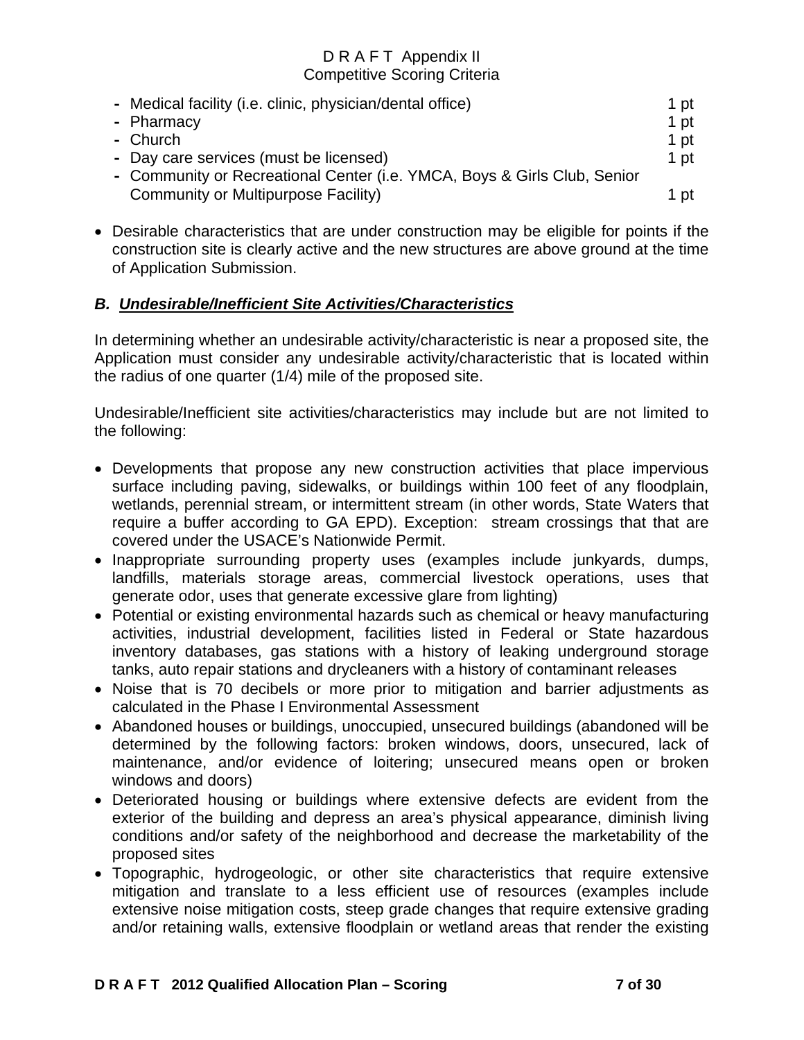- Medical facility (i.e. clinic, physician/dental office) 1 pt
- Pharmacy 1 pt
- Church 1 pt
- Day care services (must be licensed) 1 pt
- Community or Recreational Center (i.e. YMCA, Boys & Girls Club, Senior Community or Multipurpose Facility) 1 pt

- Desirable characteristics that are under construction may be eligible for points if the construction site is clearly active and the new structures are above ground at the time of Application Submission.

### *B. Undesirable/Inefficient Site Activities/Characteristics*

In determining whether an undesirable activity/characteristic is near a proposed site, the Application must consider any undesirable activity/characteristic that is located within the radius of one quarter (1/4) mile of the proposed site.

Undesirable/Inefficient site activities/characteristics may include but are not limited to the following:

- Developments that propose any new construction activities that place impervious surface including paving, sidewalks, or buildings within 100 feet of any floodplain, wetlands, perennial stream, or intermittent stream (in other words, State Waters that require a buffer according to GA EPD). Exception: stream crossings that that are covered under the USACE's Nationwide Permit.
- Inappropriate surrounding property uses (examples include junkyards, dumps, landfills, materials storage areas, commercial livestock operations, uses that generate odor, uses that generate excessive glare from lighting)
- Potential or existing environmental hazards such as chemical or heavy manufacturing activities, industrial development, facilities listed in Federal or State hazardous inventory databases, gas stations with a history of leaking underground storage tanks, auto repair stations and drycleaners with a history of contaminant releases
- Noise that is 70 decibels or more prior to mitigation and barrier adjustments as calculated in the Phase I Environmental Assessment
- Abandoned houses or buildings, unoccupied, unsecured buildings (abandoned will be determined by the following factors: broken windows, doors, unsecured, lack of maintenance, and/or evidence of loitering; unsecured means open or broken windows and doors)
- Deteriorated housing or buildings where extensive defects are evident from the exterior of the building and depress an area's physical appearance, diminish living conditions and/or safety of the neighborhood and decrease the marketability of the proposed sites
- Topographic, hydrogeologic, or other site characteristics that require extensive mitigation and translate to a less efficient use of resources (examples include extensive noise mitigation costs, steep grade changes that require extensive grading and/or retaining walls, extensive floodplain or wetland areas that render the existing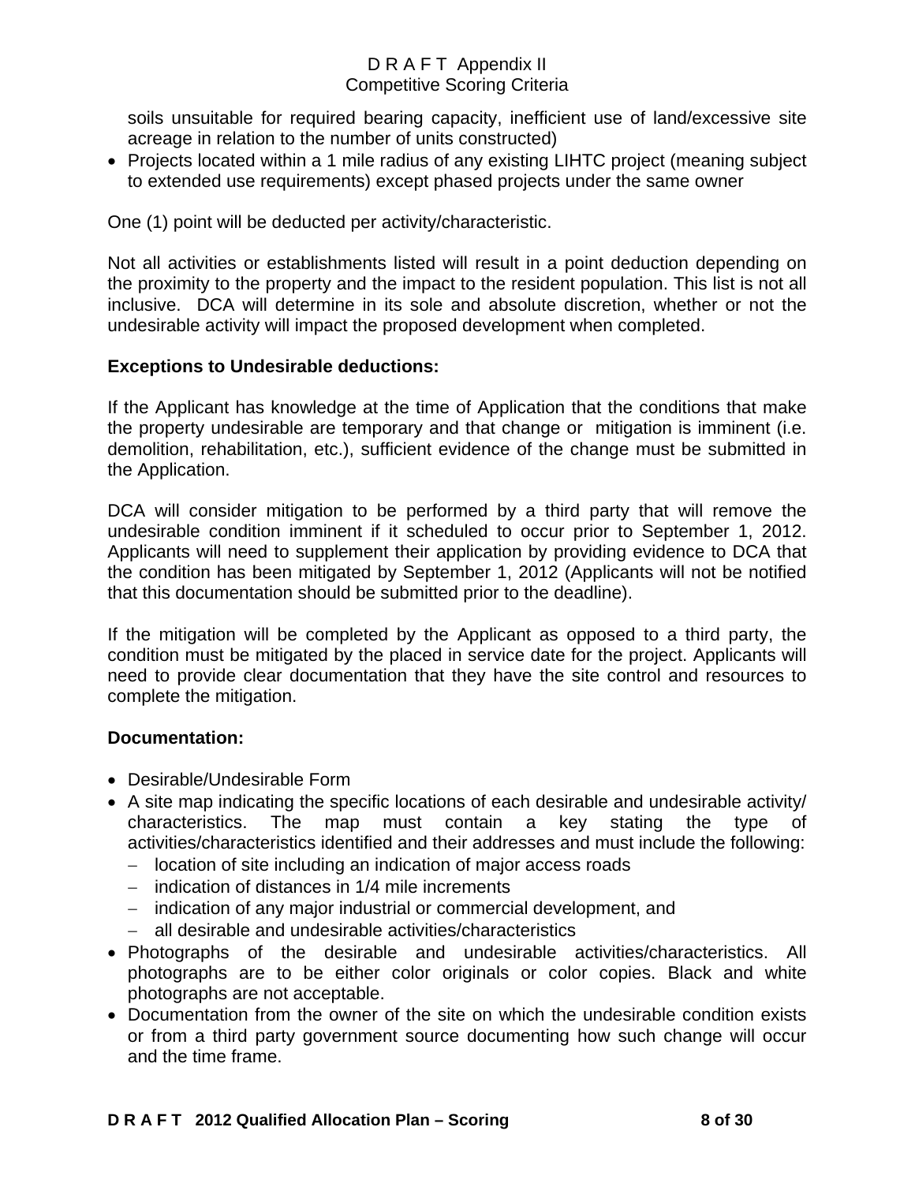soils unsuitable for required bearing capacity, inefficient use of land/excessive site acreage in relation to the number of units constructed)

- Projects located within a 1 mile radius of any existing LIHTC project (meaning subject to extended use requirements) except phased projects under the same owner

One (1) point will be deducted per activity/characteristic.

Not all activities or establishments listed will result in a point deduction depending on the proximity to the property and the impact to the resident population. This list is not all inclusive. DCA will determine in its sole and absolute discretion, whether or not the undesirable activity will impact the proposed development when completed.

**Exceptions to Undesirable deductions:**

If the Applicant has knowledge at the time of Application that the conditions that make the property undesirable are temporary and that change or mitigation is imminent (i.e. demolition, rehabilitation, etc.), sufficient evidence of the change must be submitted in the Application.

DCA will consider mitigation to be performed by a third party that will remove the undesirable condition imminent if it scheduled to occur prior to September 1, 2012. Applicants will need to supplement their application by providing evidence to DCA that the condition has been mitigated by September 1, 2012 (Applicants will not be notified that this documentation should be submitted prior to the deadline).

If the mitigation will be completed by the Applicant as opposed to a third party, the condition must be mitigated by the placed in service date for the project. Applicants will need to provide clear documentation that they have the site control and resources to complete the mitigation.

**Documentation:**

- Desirable/Undesirable Form
- A site map indicating the specific locations of each desirable and undesirable activity/ characteristics. The map must contain a key stating the type of activities/characteristics identified and their addresses and must include the following:
  - location of site including an indication of major access roads
  - indication of distances in 1/4 mile increments
  - indication of any major industrial or commercial development, and
  - all desirable and undesirable activities/characteristics
- Photographs of the desirable and undesirable activities/characteristics. All photographs are to be either color originals or color copies. Black and white photographs are not acceptable.
- Documentation from the owner of the site on which the undesirable condition exists or from a third party government source documenting how such change will occur and the time frame.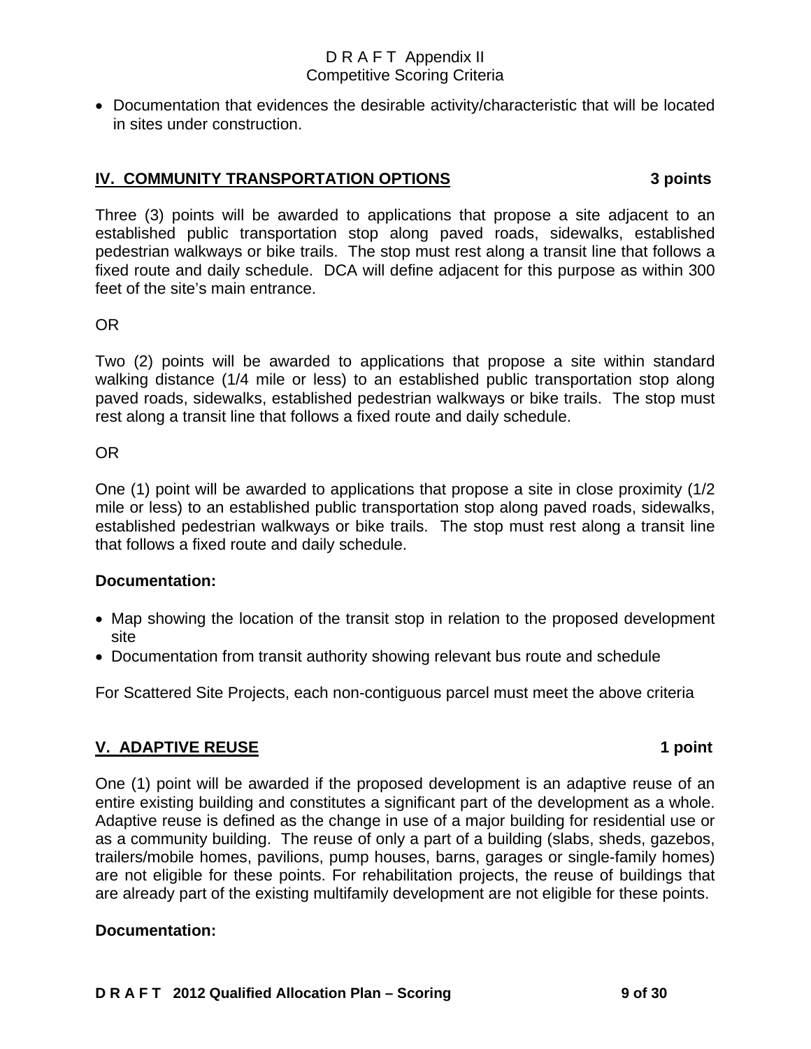- Documentation that evidences the desirable activity/characteristic that will be located in sites under construction.

## IV. COMMUNITY TRANSPORTATION OPTIONS 3 points

Three (3) points will be awarded to applications that propose a site adjacent to an established public transportation stop along paved roads, sidewalks, established pedestrian walkways or bike trails. The stop must rest along a transit line that follows a fixed route and daily schedule. DCA will define adjacent for this purpose as within 300 feet of the site's main entrance.

OR

Two (2) points will be awarded to applications that propose a site within standard walking distance (1/4 mile or less) to an established public transportation stop along paved roads, sidewalks, established pedestrian walkways or bike trails. The stop must rest along a transit line that follows a fixed route and daily schedule.

OR

One (1) point will be awarded to applications that propose a site in close proximity (1/2 mile or less) to an established public transportation stop along paved roads, sidewalks, established pedestrian walkways or bike trails. The stop must rest along a transit line that follows a fixed route and daily schedule.

**Documentation:**

- Map showing the location of the transit stop in relation to the proposed development site
- Documentation from transit authority showing relevant bus route and schedule

For Scattered Site Projects, each non-contiguous parcel must meet the above criteria

## V. ADAPTIVE REUSE 1 point

One (1) point will be awarded if the proposed development is an adaptive reuse of an entire existing building and constitutes a significant part of the development as a whole. Adaptive reuse is defined as the change in use of a major building for residential use or as a community building. The reuse of only a part of a building (slabs, sheds, gazebos, trailers/mobile homes, pavilions, pump houses, barns, garages or single-family homes) are not eligible for these points. For rehabilitation projects, the reuse of buildings that are already part of the existing multifamily development are not eligible for these points.

**Documentation:**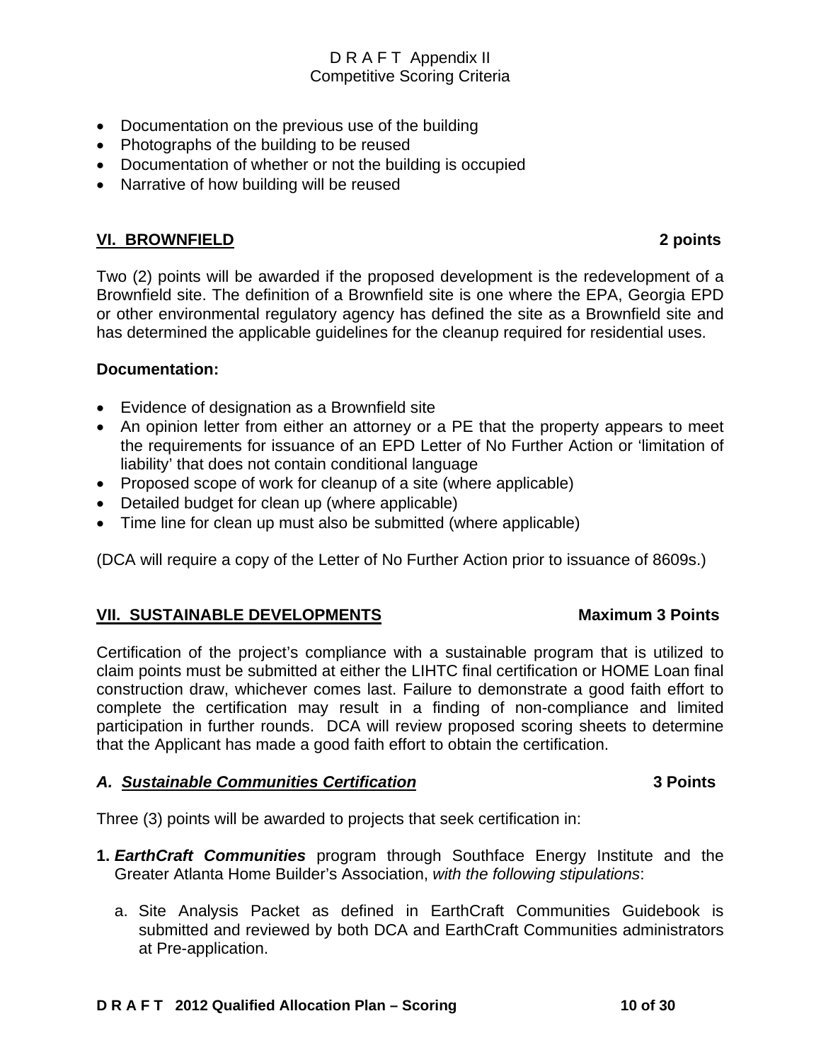- Documentation on the previous use of the building
- Photographs of the building to be reused
- Documentation of whether or not the building is occupied
- Narrative of how building will be reused

## VI. BROWNFIELD 2 points

Two (2) points will be awarded if the proposed development is the redevelopment of a Brownfield site. The definition of a Brownfield site is one where the EPA, Georgia EPD or other environmental regulatory agency has defined the site as a Brownfield site and has determined the applicable guidelines for the cleanup required for residential uses.

**Documentation:**

- Evidence of designation as a Brownfield site
- An opinion letter from either an attorney or a PE that the property appears to meet the requirements for issuance of an EPD Letter of No Further Action or 'limitation of liability' that does not contain conditional language
- Proposed scope of work for cleanup of a site (where applicable)
- Detailed budget for clean up (where applicable)
- Time line for clean up must also be submitted (where applicable)

(DCA will require a copy of the Letter of No Further Action prior to issuance of 8609s.)

## VII. SUSTAINABLE DEVELOPMENTS Maximum 3 Points

Certification of the project's compliance with a sustainable program that is utilized to claim points must be submitted at either the LIHTC final certification or HOME Loan final construction draw, whichever comes last. Failure to demonstrate a good faith effort to complete the certification may result in a finding of non-compliance and limited participation in further rounds. DCA will review proposed scoring sheets to determine that the Applicant has made a good faith effort to obtain the certification.

### *A. Sustainable Communities Certification* 3 Points

Three (3) points will be awarded to projects that seek certification in:

**1.** ***EarthCraft Communities*** program through Southface Energy Institute and the Greater Atlanta Home Builder's Association, *with the following stipulations*:

   a. Site Analysis Packet as defined in EarthCraft Communities Guidebook is submitted and reviewed by both DCA and EarthCraft Communities administrators at Pre-application.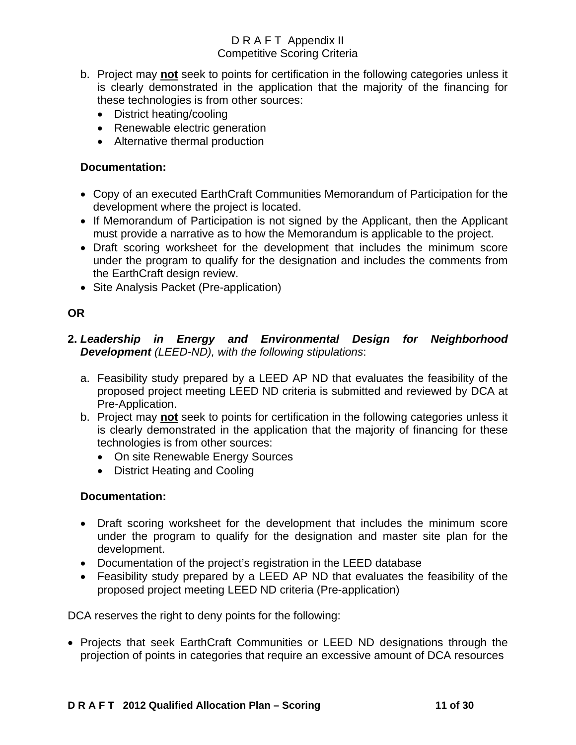b. Project may **not** seek to points for certification in the following categories unless it is clearly demonstrated in the application that the majority of the financing for these technologies is from other sources:
   - District heating/cooling
   - Renewable electric generation
   - Alternative thermal production

**Documentation:**

- Copy of an executed EarthCraft Communities Memorandum of Participation for the development where the project is located.
- If Memorandum of Participation is not signed by the Applicant, then the Applicant must provide a narrative as to how the Memorandum is applicable to the project.
- Draft scoring worksheet for the development that includes the minimum score under the program to qualify for the designation and includes the comments from the EarthCraft design review.
- Site Analysis Packet (Pre-application)

**OR**

**2.** ***Leadership in Energy and Environmental Design for Neighborhood Development*** *(LEED-ND), with the following stipulations*:

a. Feasibility study prepared by a LEED AP ND that evaluates the feasibility of the proposed project meeting LEED ND criteria is submitted and reviewed by DCA at Pre-Application.

b. Project may **not** seek to points for certification in the following categories unless it is clearly demonstrated in the application that the majority of financing for these technologies is from other sources:
   - On site Renewable Energy Sources
   - District Heating and Cooling

**Documentation:**

- Draft scoring worksheet for the development that includes the minimum score under the program to qualify for the designation and master site plan for the development.
- Documentation of the project's registration in the LEED database
- Feasibility study prepared by a LEED AP ND that evaluates the feasibility of the proposed project meeting LEED ND criteria (Pre-application)

DCA reserves the right to deny points for the following:

- Projects that seek EarthCraft Communities or LEED ND designations through the projection of points in categories that require an excessive amount of DCA resources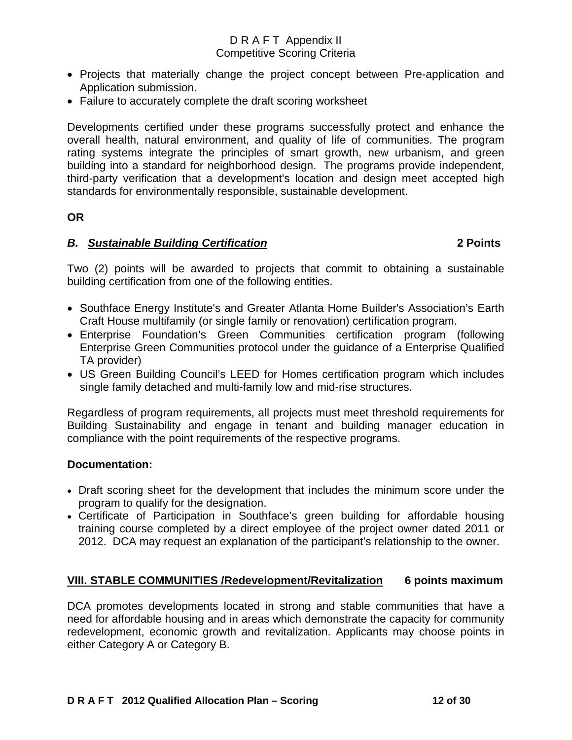- Projects that materially change the project concept between Pre-application and Application submission.
- Failure to accurately complete the draft scoring worksheet

Developments certified under these programs successfully protect and enhance the overall health, natural environment, and quality of life of communities. The program rating systems integrate the principles of smart growth, new urbanism, and green building into a standard for neighborhood design. The programs provide independent, third-party verification that a development's location and design meet accepted high standards for environmentally responsible, sustainable development.

**OR**

### *B. Sustainable Building Certification* — 2 Points

Two (2) points will be awarded to projects that commit to obtaining a sustainable building certification from one of the following entities.

- Southface Energy Institute's and Greater Atlanta Home Builder's Association's Earth Craft House multifamily (or single family or renovation) certification program.
- Enterprise Foundation's Green Communities certification program (following Enterprise Green Communities protocol under the guidance of a Enterprise Qualified TA provider)
- US Green Building Council's LEED for Homes certification program which includes single family detached and multi-family low and mid-rise structures.

Regardless of program requirements, all projects must meet threshold requirements for Building Sustainability and engage in tenant and building manager education in compliance with the point requirements of the respective programs.

**Documentation:**

- Draft scoring sheet for the development that includes the minimum score under the program to qualify for the designation.
- Certificate of Participation in Southface's green building for affordable housing training course completed by a direct employee of the project owner dated 2011 or 2012. DCA may request an explanation of the participant's relationship to the owner.

## VIII. STABLE COMMUNITIES /Redevelopment/Revitalization — 6 points maximum

DCA promotes developments located in strong and stable communities that have a need for affordable housing and in areas which demonstrate the capacity for community redevelopment, economic growth and revitalization. Applicants may choose points in either Category A or Category B.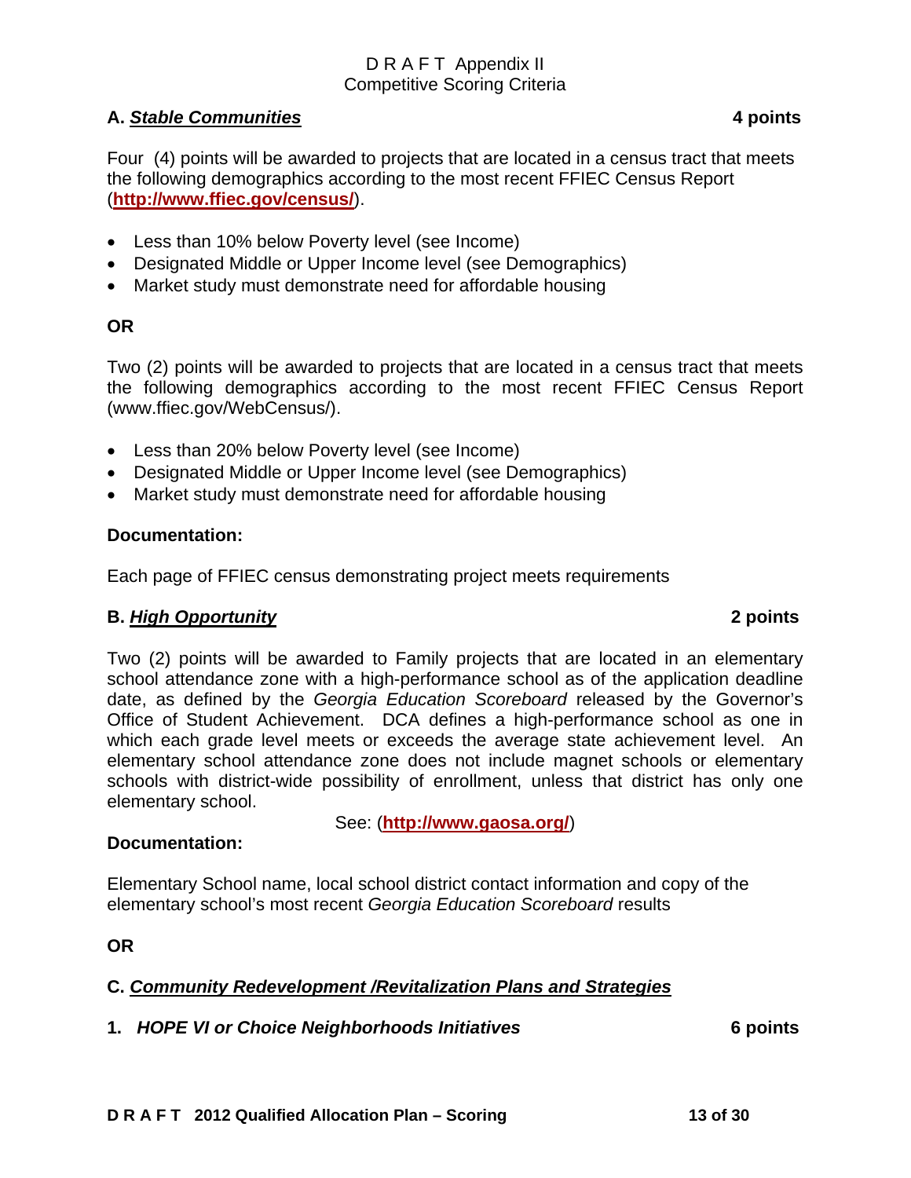D R A F T Appendix II
Competitive Scoring Criteria

**A. *Stable Communities*** **4 points**

Four (4) points will be awarded to projects that are located in a census tract that meets the following demographics according to the most recent FFIEC Census Report (**http://www.ffiec.gov/census/**).

- Less than 10% below Poverty level (see Income)
- Designated Middle or Upper Income level (see Demographics)
- Market study must demonstrate need for affordable housing

**OR**

Two (2) points will be awarded to projects that are located in a census tract that meets the following demographics according to the most recent FFIEC Census Report (www.ffiec.gov/WebCensus/).

- Less than 20% below Poverty level (see Income)
- Designated Middle or Upper Income level (see Demographics)
- Market study must demonstrate need for affordable housing

**Documentation:**

Each page of FFIEC census demonstrating project meets requirements

**B. *High Opportunity*** **2 points**

Two (2) points will be awarded to Family projects that are located in an elementary school attendance zone with a high-performance school as of the application deadline date, as defined by the *Georgia Education Scoreboard* released by the Governor's Office of Student Achievement. DCA defines a high-performance school as one in which each grade level meets or exceeds the average state achievement level. An elementary school attendance zone does not include magnet schools or elementary schools with district-wide possibility of enrollment, unless that district has only one elementary school.

See: (**http://www.gaosa.org/**)

**Documentation:**

Elementary School name, local school district contact information and copy of the elementary school's most recent *Georgia Education Scoreboard* results

**OR**

**C. *Community Redevelopment /Revitalization Plans and Strategies***

**1. *HOPE VI or Choice Neighborhoods Initiatives*** **6 points**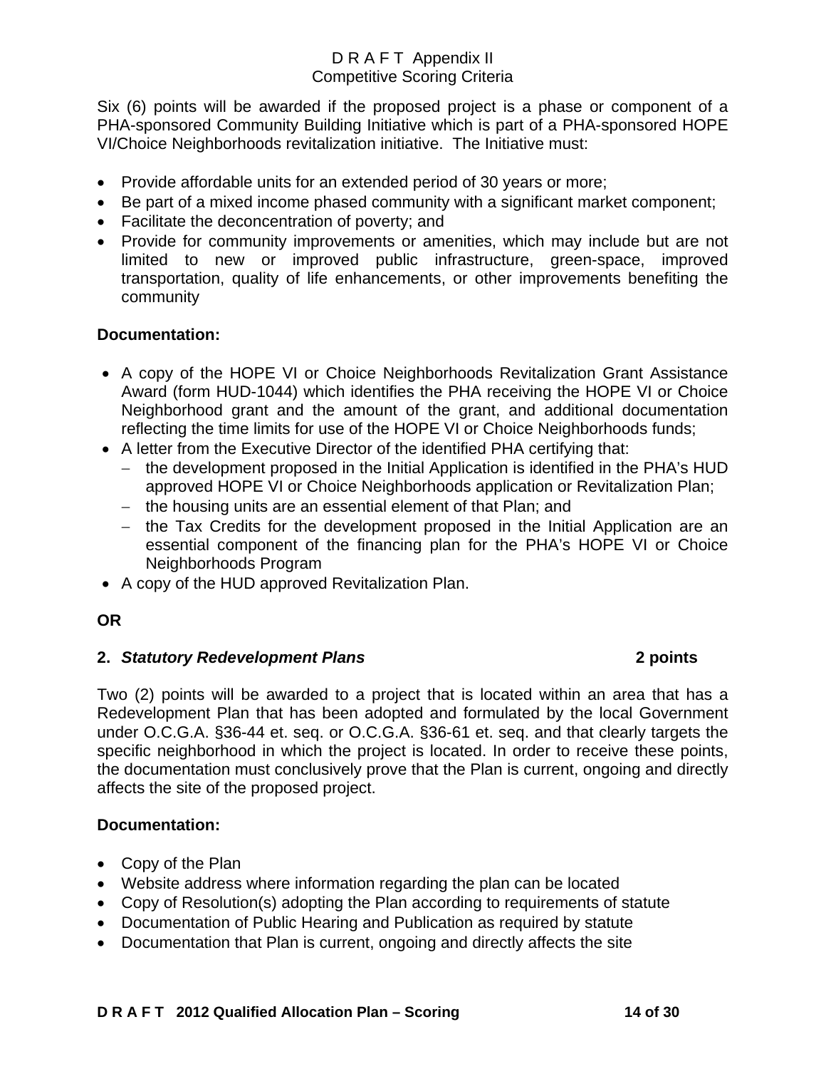Six (6) points will be awarded if the proposed project is a phase or component of a PHA-sponsored Community Building Initiative which is part of a PHA-sponsored HOPE VI/Choice Neighborhoods revitalization initiative. The Initiative must:

- Provide affordable units for an extended period of 30 years or more;
- Be part of a mixed income phased community with a significant market component;
- Facilitate the deconcentration of poverty; and
- Provide for community improvements or amenities, which may include but are not limited to new or improved public infrastructure, green-space, improved transportation, quality of life enhancements, or other improvements benefiting the community

**Documentation:**

- A copy of the HOPE VI or Choice Neighborhoods Revitalization Grant Assistance Award (form HUD-1044) which identifies the PHA receiving the HOPE VI or Choice Neighborhood grant and the amount of the grant, and additional documentation reflecting the time limits for use of the HOPE VI or Choice Neighborhoods funds;
- A letter from the Executive Director of the identified PHA certifying that:
  - the development proposed in the Initial Application is identified in the PHA's HUD approved HOPE VI or Choice Neighborhoods application or Revitalization Plan;
  - the housing units are an essential element of that Plan; and
  - the Tax Credits for the development proposed in the Initial Application are an essential component of the financing plan for the PHA's HOPE VI or Choice Neighborhoods Program
- A copy of the HUD approved Revitalization Plan.

**OR**

**2. *Statutory Redevelopment Plans* 2 points**

Two (2) points will be awarded to a project that is located within an area that has a Redevelopment Plan that has been adopted and formulated by the local Government under O.C.G.A. §36-44 et. seq. or O.C.G.A. §36-61 et. seq. and that clearly targets the specific neighborhood in which the project is located. In order to receive these points, the documentation must conclusively prove that the Plan is current, ongoing and directly affects the site of the proposed project.

**Documentation:**

- Copy of the Plan
- Website address where information regarding the plan can be located
- Copy of Resolution(s) adopting the Plan according to requirements of statute
- Documentation of Public Hearing and Publication as required by statute
- Documentation that Plan is current, ongoing and directly affects the site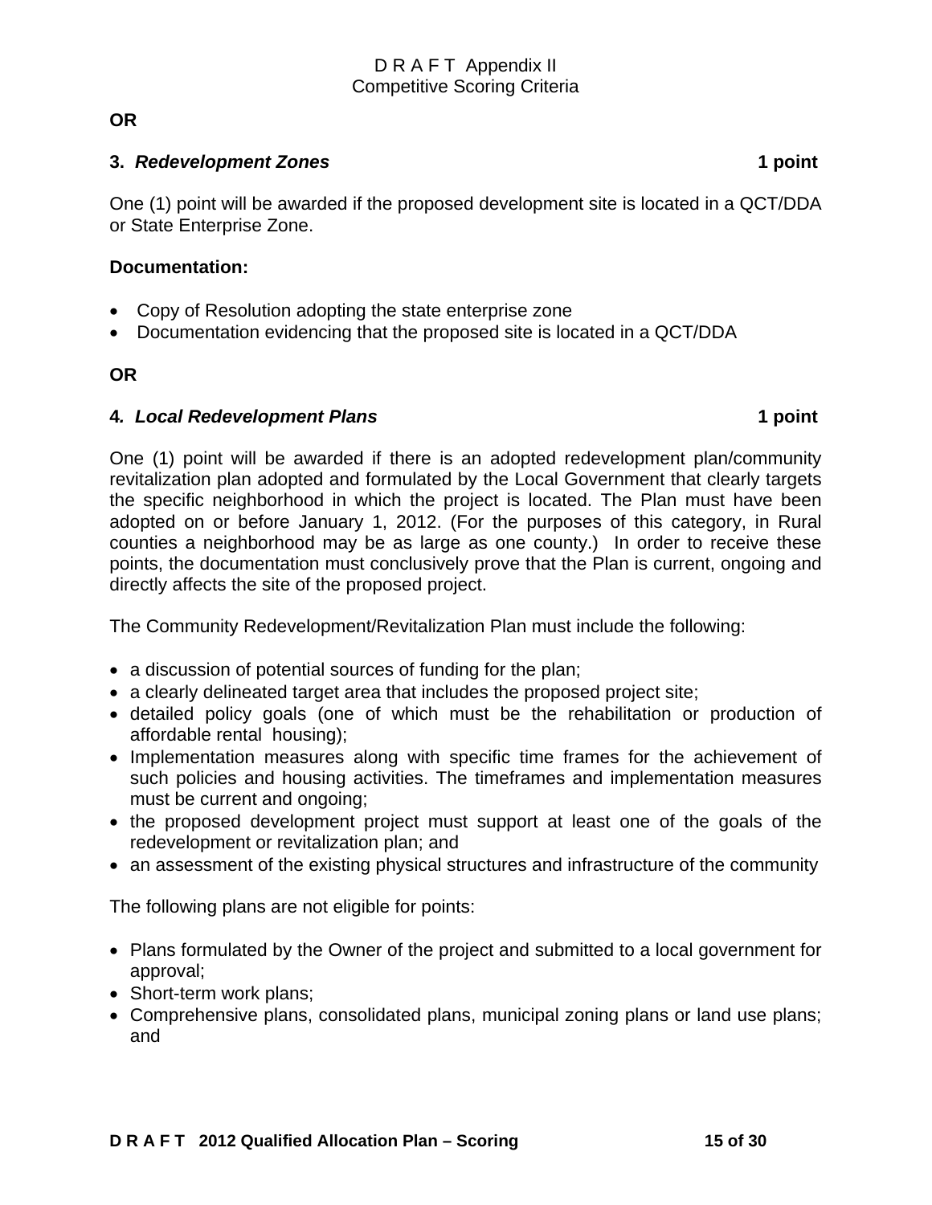**OR**

### 3. *Redevelopment Zones* 1 point

One (1) point will be awarded if the proposed development site is located in a QCT/DDA or State Enterprise Zone.

**Documentation:**

- Copy of Resolution adopting the state enterprise zone
- Documentation evidencing that the proposed site is located in a QCT/DDA

**OR**

### 4. *Local Redevelopment Plans* 1 point

One (1) point will be awarded if there is an adopted redevelopment plan/community revitalization plan adopted and formulated by the Local Government that clearly targets the specific neighborhood in which the project is located. The Plan must have been adopted on or before January 1, 2012. (For the purposes of this category, in Rural counties a neighborhood may be as large as one county.) In order to receive these points, the documentation must conclusively prove that the Plan is current, ongoing and directly affects the site of the proposed project.

The Community Redevelopment/Revitalization Plan must include the following:

- a discussion of potential sources of funding for the plan;
- a clearly delineated target area that includes the proposed project site;
- detailed policy goals (one of which must be the rehabilitation or production of affordable rental housing);
- Implementation measures along with specific time frames for the achievement of such policies and housing activities. The timeframes and implementation measures must be current and ongoing;
- the proposed development project must support at least one of the goals of the redevelopment or revitalization plan; and
- an assessment of the existing physical structures and infrastructure of the community

The following plans are not eligible for points:

- Plans formulated by the Owner of the project and submitted to a local government for approval;
- Short-term work plans;
- Comprehensive plans, consolidated plans, municipal zoning plans or land use plans; and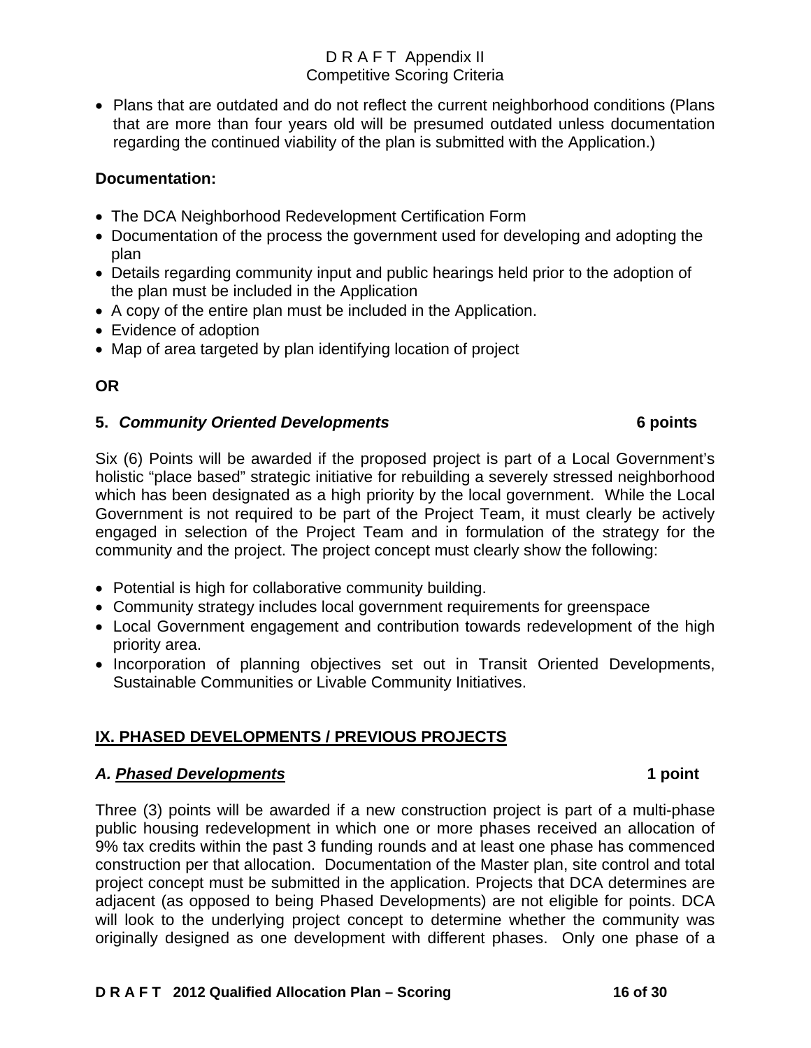- Plans that are outdated and do not reflect the current neighborhood conditions (Plans that are more than four years old will be presumed outdated unless documentation regarding the continued viability of the plan is submitted with the Application.)

**Documentation:**

- The DCA Neighborhood Redevelopment Certification Form
- Documentation of the process the government used for developing and adopting the plan
- Details regarding community input and public hearings held prior to the adoption of the plan must be included in the Application
- A copy of the entire plan must be included in the Application.
- Evidence of adoption
- Map of area targeted by plan identifying location of project

**OR**

**5. *Community Oriented Developments*** **6 points**

Six (6) Points will be awarded if the proposed project is part of a Local Government's holistic "place based" strategic initiative for rebuilding a severely stressed neighborhood which has been designated as a high priority by the local government. While the Local Government is not required to be part of the Project Team, it must clearly be actively engaged in selection of the Project Team and in formulation of the strategy for the community and the project. The project concept must clearly show the following:

- Potential is high for collaborative community building.
- Community strategy includes local government requirements for greenspace
- Local Government engagement and contribution towards redevelopment of the high priority area.
- Incorporation of planning objectives set out in Transit Oriented Developments, Sustainable Communities or Livable Community Initiatives.

## IX. PHASED DEVELOPMENTS / PREVIOUS PROJECTS

### *A. Phased Developments* 1 point

Three (3) points will be awarded if a new construction project is part of a multi-phase public housing redevelopment in which one or more phases received an allocation of 9% tax credits within the past 3 funding rounds and at least one phase has commenced construction per that allocation. Documentation of the Master plan, site control and total project concept must be submitted in the application. Projects that DCA determines are adjacent (as opposed to being Phased Developments) are not eligible for points. DCA will look to the underlying project concept to determine whether the community was originally designed as one development with different phases. Only one phase of a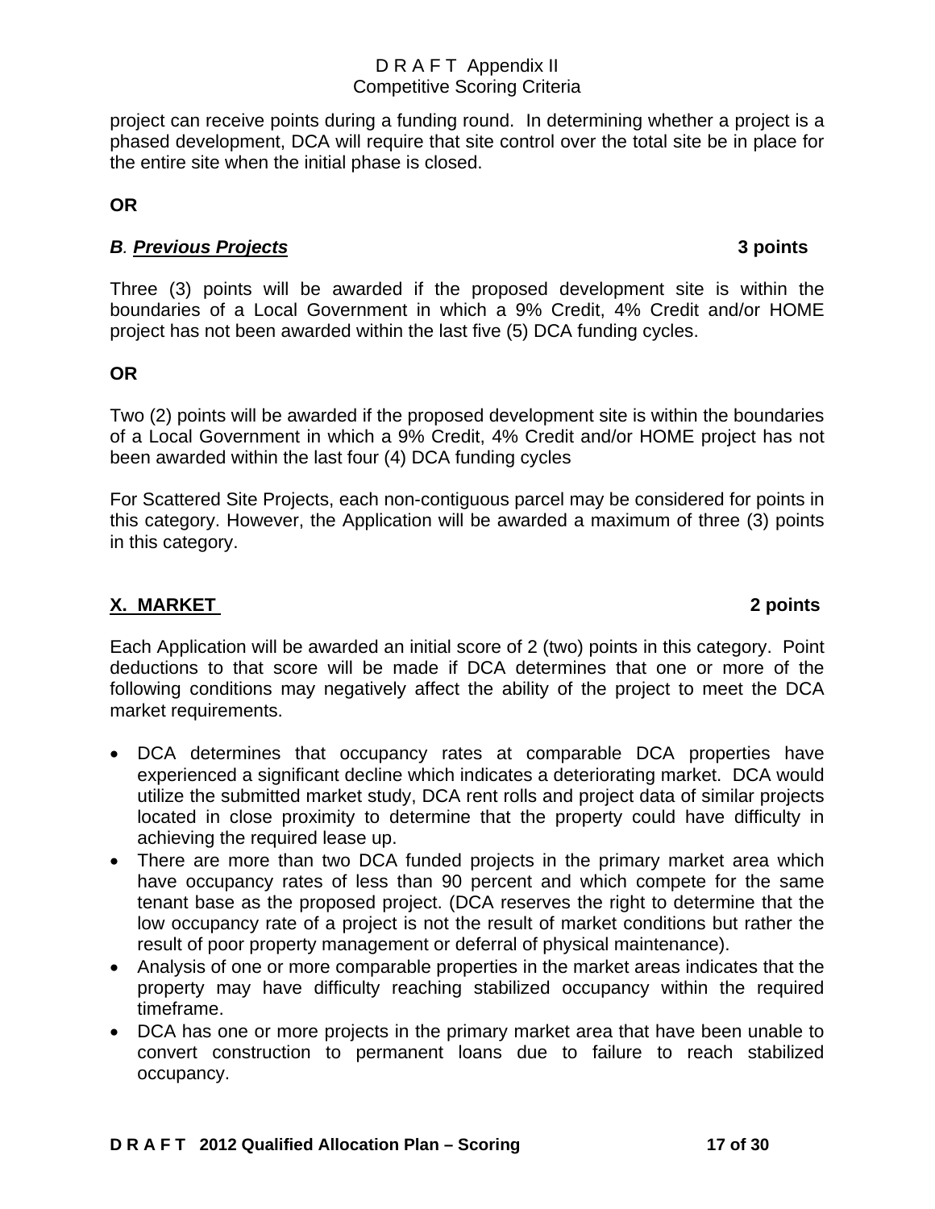project can receive points during a funding round. In determining whether a project is a phased development, DCA will require that site control over the total site be in place for the entire site when the initial phase is closed.

**OR**

***B. Previous Projects*** **3 points**

Three (3) points will be awarded if the proposed development site is within the boundaries of a Local Government in which a 9% Credit, 4% Credit and/or HOME project has not been awarded within the last five (5) DCA funding cycles.

**OR**

Two (2) points will be awarded if the proposed development site is within the boundaries of a Local Government in which a 9% Credit, 4% Credit and/or HOME project has not been awarded within the last four (4) DCA funding cycles

For Scattered Site Projects, each non-contiguous parcel may be considered for points in this category. However, the Application will be awarded a maximum of three (3) points in this category.

## X. MARKET **2 points**

Each Application will be awarded an initial score of 2 (two) points in this category. Point deductions to that score will be made if DCA determines that one or more of the following conditions may negatively affect the ability of the project to meet the DCA market requirements.

- DCA determines that occupancy rates at comparable DCA properties have experienced a significant decline which indicates a deteriorating market. DCA would utilize the submitted market study, DCA rent rolls and project data of similar projects located in close proximity to determine that the property could have difficulty in achieving the required lease up.
- There are more than two DCA funded projects in the primary market area which have occupancy rates of less than 90 percent and which compete for the same tenant base as the proposed project. (DCA reserves the right to determine that the low occupancy rate of a project is not the result of market conditions but rather the result of poor property management or deferral of physical maintenance).
- Analysis of one or more comparable properties in the market areas indicates that the property may have difficulty reaching stabilized occupancy within the required timeframe.
- DCA has one or more projects in the primary market area that have been unable to convert construction to permanent loans due to failure to reach stabilized occupancy.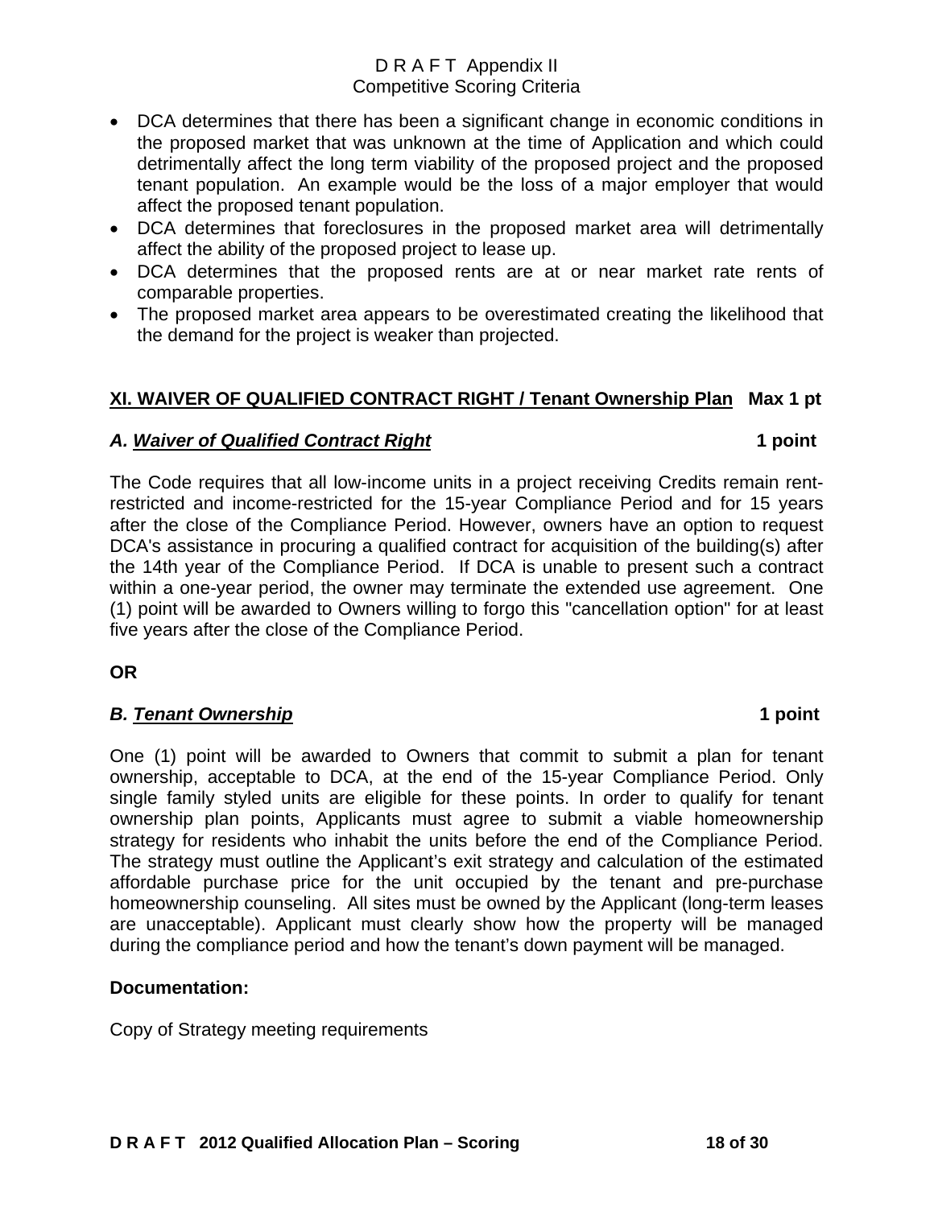- DCA determines that there has been a significant change in economic conditions in the proposed market that was unknown at the time of Application and which could detrimentally affect the long term viability of the proposed project and the proposed tenant population. An example would be the loss of a major employer that would affect the proposed tenant population.
- DCA determines that foreclosures in the proposed market area will detrimentally affect the ability of the proposed project to lease up.
- DCA determines that the proposed rents are at or near market rate rents of comparable properties.
- The proposed market area appears to be overestimated creating the likelihood that the demand for the project is weaker than projected.

## XI. WAIVER OF QUALIFIED CONTRACT RIGHT / Tenant Ownership Plan Max 1 pt

### *A. Waiver of Qualified Contract Right* 1 point

The Code requires that all low-income units in a project receiving Credits remain rent-restricted and income-restricted for the 15-year Compliance Period and for 15 years after the close of the Compliance Period. However, owners have an option to request DCA's assistance in procuring a qualified contract for acquisition of the building(s) after the 14th year of the Compliance Period. If DCA is unable to present such a contract within a one-year period, the owner may terminate the extended use agreement. One (1) point will be awarded to Owners willing to forgo this "cancellation option" for at least five years after the close of the Compliance Period.

**OR**

### *B. Tenant Ownership* 1 point

One (1) point will be awarded to Owners that commit to submit a plan for tenant ownership, acceptable to DCA, at the end of the 15-year Compliance Period. Only single family styled units are eligible for these points. In order to qualify for tenant ownership plan points, Applicants must agree to submit a viable homeownership strategy for residents who inhabit the units before the end of the Compliance Period. The strategy must outline the Applicant's exit strategy and calculation of the estimated affordable purchase price for the unit occupied by the tenant and pre-purchase homeownership counseling. All sites must be owned by the Applicant (long-term leases are unacceptable). Applicant must clearly show how the property will be managed during the compliance period and how the tenant's down payment will be managed.

**Documentation:**

Copy of Strategy meeting requirements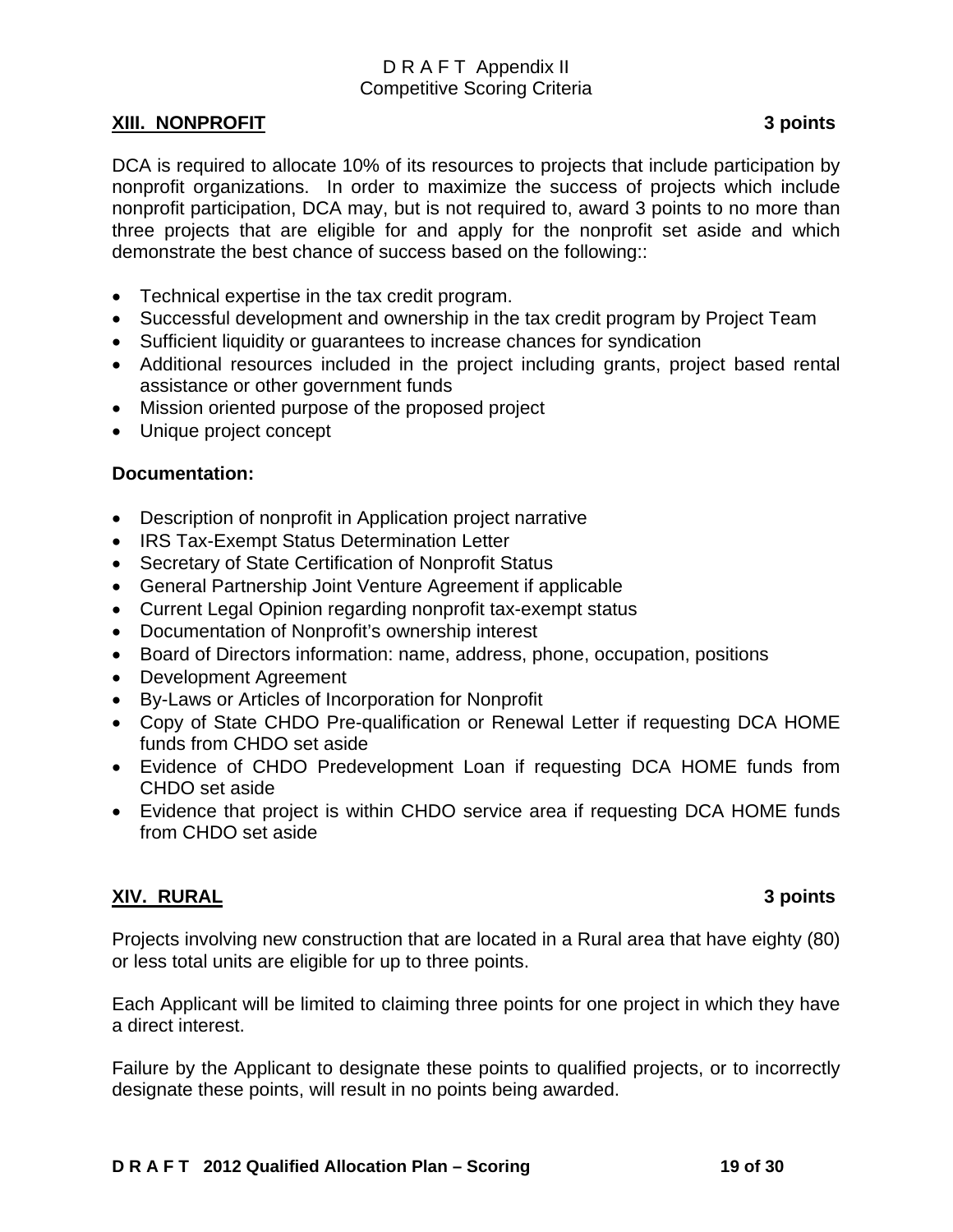## XIII. NONPROFIT 3 points

DCA is required to allocate 10% of its resources to projects that include participation by nonprofit organizations. In order to maximize the success of projects which include nonprofit participation, DCA may, but is not required to, award 3 points to no more than three projects that are eligible for and apply for the nonprofit set aside and which demonstrate the best chance of success based on the following::

- Technical expertise in the tax credit program.
- Successful development and ownership in the tax credit program by Project Team
- Sufficient liquidity or guarantees to increase chances for syndication
- Additional resources included in the project including grants, project based rental assistance or other government funds
- Mission oriented purpose of the proposed project
- Unique project concept

**Documentation:**

- Description of nonprofit in Application project narrative
- IRS Tax-Exempt Status Determination Letter
- Secretary of State Certification of Nonprofit Status
- General Partnership Joint Venture Agreement if applicable
- Current Legal Opinion regarding nonprofit tax-exempt status
- Documentation of Nonprofit's ownership interest
- Board of Directors information: name, address, phone, occupation, positions
- Development Agreement
- By-Laws or Articles of Incorporation for Nonprofit
- Copy of State CHDO Pre-qualification or Renewal Letter if requesting DCA HOME funds from CHDO set aside
- Evidence of CHDO Predevelopment Loan if requesting DCA HOME funds from CHDO set aside
- Evidence that project is within CHDO service area if requesting DCA HOME funds from CHDO set aside

## XIV. RURAL 3 points

Projects involving new construction that are located in a Rural area that have eighty (80) or less total units are eligible for up to three points.

Each Applicant will be limited to claiming three points for one project in which they have a direct interest.

Failure by the Applicant to designate these points to qualified projects, or to incorrectly designate these points, will result in no points being awarded.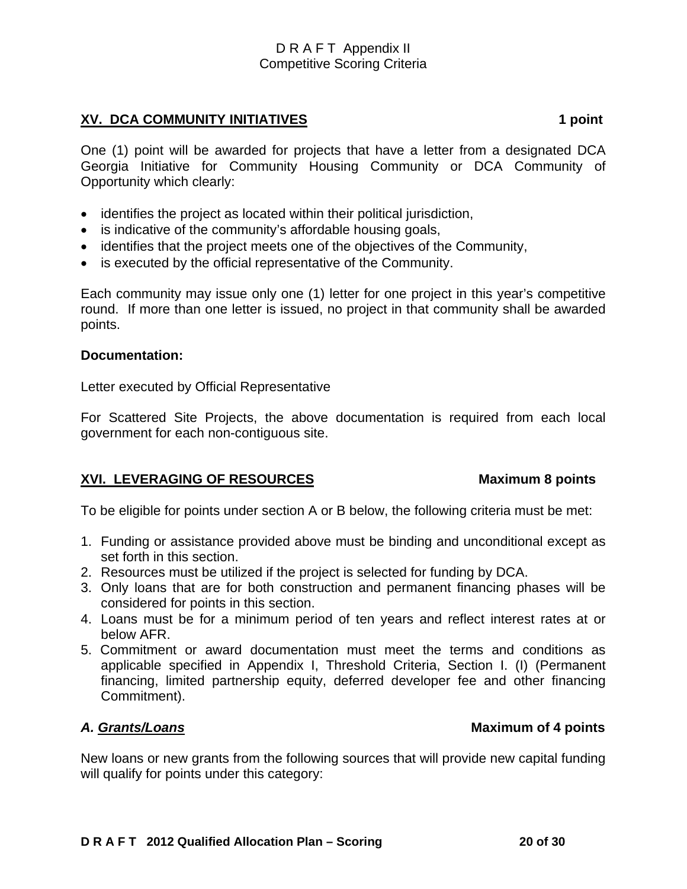## XV. DCA COMMUNITY INITIATIVES **1 point**

One (1) point will be awarded for projects that have a letter from a designated DCA Georgia Initiative for Community Housing Community or DCA Community of Opportunity which clearly:

- identifies the project as located within their political jurisdiction,
- is indicative of the community's affordable housing goals,
- identifies that the project meets one of the objectives of the Community,
- is executed by the official representative of the Community.

Each community may issue only one (1) letter for one project in this year's competitive round. If more than one letter is issued, no project in that community shall be awarded points.

**Documentation:**

Letter executed by Official Representative

For Scattered Site Projects, the above documentation is required from each local government for each non-contiguous site.

## XVI. LEVERAGING OF RESOURCES **Maximum 8 points**

To be eligible for points under section A or B below, the following criteria must be met:

1. Funding or assistance provided above must be binding and unconditional except as set forth in this section.
2. Resources must be utilized if the project is selected for funding by DCA.
3. Only loans that are for both construction and permanent financing phases will be considered for points in this section.
4. Loans must be for a minimum period of ten years and reflect interest rates at or below AFR.
5. Commitment or award documentation must meet the terms and conditions as applicable specified in Appendix I, Threshold Criteria, Section I. (I) (Permanent financing, limited partnership equity, deferred developer fee and other financing Commitment).

### *A. Grants/Loans* **Maximum of 4 points**

New loans or new grants from the following sources that will provide new capital funding will qualify for points under this category: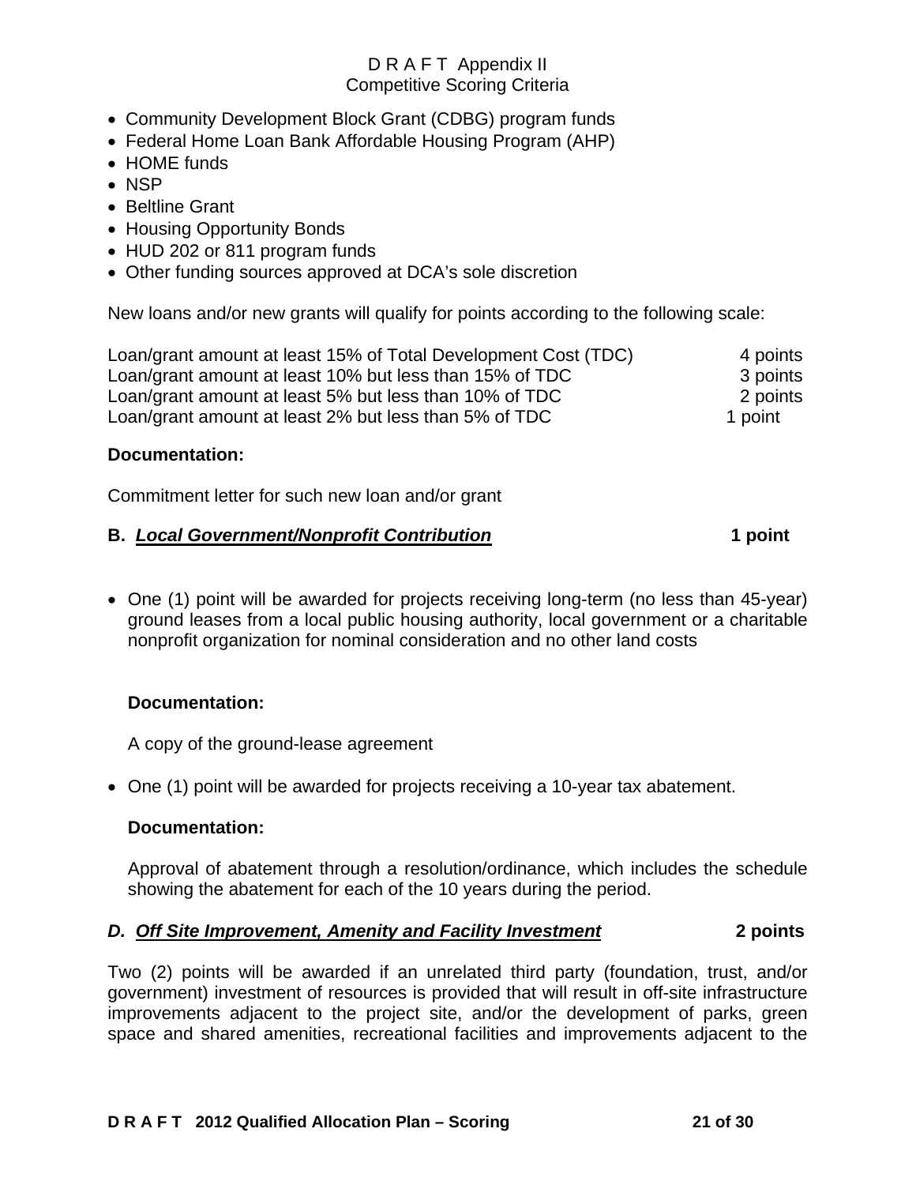- Community Development Block Grant (CDBG) program funds
- Federal Home Loan Bank Affordable Housing Program (AHP)
- HOME funds
- NSP
- Beltline Grant
- Housing Opportunity Bonds
- HUD 202 or 811 program funds
- Other funding sources approved at DCA's sole discretion

New loans and/or new grants will qualify for points according to the following scale:

| | |
|---|---|
| Loan/grant amount at least 15% of Total Development Cost (TDC) | 4 points |
| Loan/grant amount at least 10% but less than 15% of TDC | 3 points |
| Loan/grant amount at least 5% but less than 10% of TDC | 2 points |
| Loan/grant amount at least 2% but less than 5% of TDC | 1 point |

**Documentation:**

Commitment letter for such new loan and/or grant

### **B. *Local Government/Nonprofit Contribution*** **1 point**

- One (1) point will be awarded for projects receiving long-term (no less than 45-year) ground leases from a local public housing authority, local government or a charitable nonprofit organization for nominal consideration and no other land costs

  **Documentation:**

  A copy of the ground-lease agreement

- One (1) point will be awarded for projects receiving a 10-year tax abatement.

  **Documentation:**

  Approval of abatement through a resolution/ordinance, which includes the schedule showing the abatement for each of the 10 years during the period.

### ***D. Off Site Improvement, Amenity and Facility Investment*** **2 points**

Two (2) points will be awarded if an unrelated third party (foundation, trust, and/or government) investment of resources is provided that will result in off-site infrastructure improvements adjacent to the project site, and/or the development of parks, green space and shared amenities, recreational facilities and improvements adjacent to the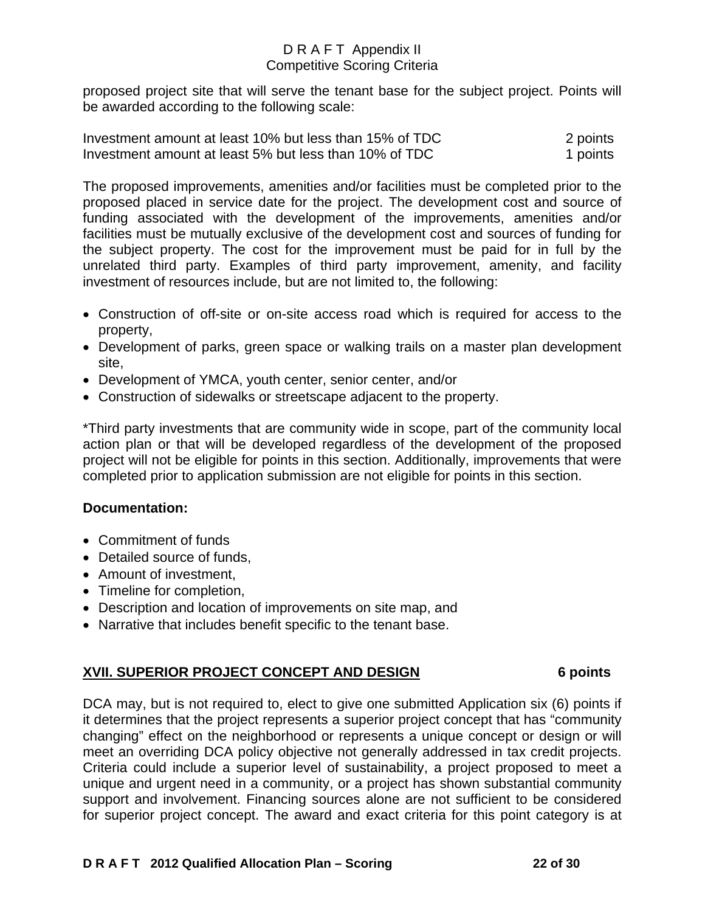proposed project site that will serve the tenant base for the subject project. Points will be awarded according to the following scale:

| | |
|---|---|
| Investment amount at least 10% but less than 15% of TDC | 2 points |
| Investment amount at least 5% but less than 10% of TDC | 1 points |

The proposed improvements, amenities and/or facilities must be completed prior to the proposed placed in service date for the project. The development cost and source of funding associated with the development of the improvements, amenities and/or facilities must be mutually exclusive of the development cost and sources of funding for the subject property. The cost for the improvement must be paid for in full by the unrelated third party. Examples of third party improvement, amenity, and facility investment of resources include, but are not limited to, the following:

- Construction of off-site or on-site access road which is required for access to the property,
- Development of parks, green space or walking trails on a master plan development site,
- Development of YMCA, youth center, senior center, and/or
- Construction of sidewalks or streetscape adjacent to the property.

*Third party investments that are community wide in scope, part of the community local action plan or that will be developed regardless of the development of the proposed project will not be eligible for points in this section. Additionally, improvements that were completed prior to application submission are not eligible for points in this section.

**Documentation:**

- Commitment of funds
- Detailed source of funds,
- Amount of investment,
- Timeline for completion,
- Description and location of improvements on site map, and
- Narrative that includes benefit specific to the tenant base.

## XVII. SUPERIOR PROJECT CONCEPT AND DESIGN 6 points

DCA may, but is not required to, elect to give one submitted Application six (6) points if it determines that the project represents a superior project concept that has "community changing" effect on the neighborhood or represents a unique concept or design or will meet an overriding DCA policy objective not generally addressed in tax credit projects. Criteria could include a superior level of sustainability, a project proposed to meet a unique and urgent need in a community, or a project has shown substantial community support and involvement. Financing sources alone are not sufficient to be considered for superior project concept. The award and exact criteria for this point category is at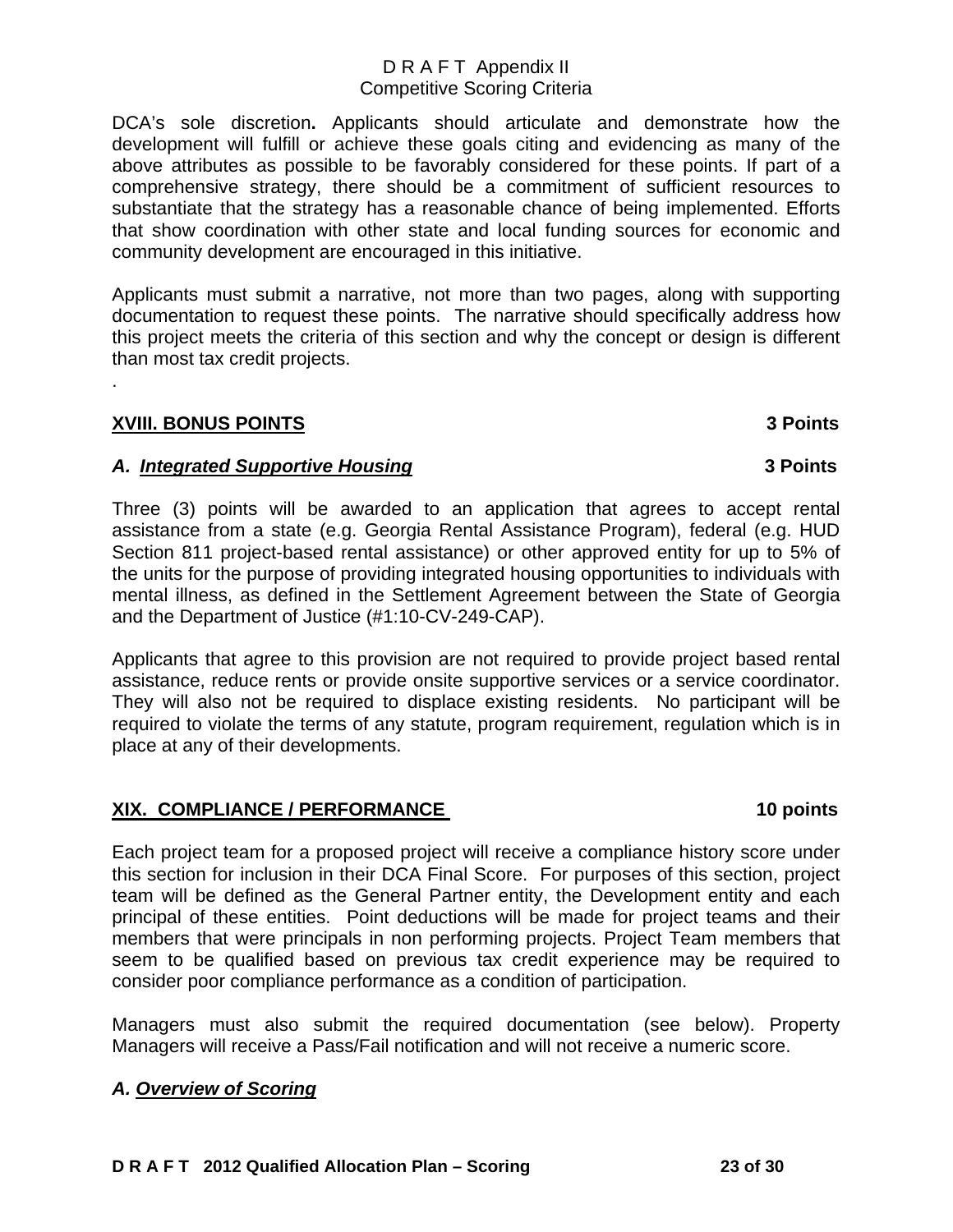DCA's sole discretion**.** Applicants should articulate and demonstrate how the development will fulfill or achieve these goals citing and evidencing as many of the above attributes as possible to be favorably considered for these points. If part of a comprehensive strategy, there should be a commitment of sufficient resources to substantiate that the strategy has a reasonable chance of being implemented. Efforts that show coordination with other state and local funding sources for economic and community development are encouraged in this initiative.

Applicants must submit a narrative, not more than two pages, along with supporting documentation to request these points. The narrative should specifically address how this project meets the criteria of this section and why the concept or design is different than most tax credit projects.

.

## XVIII. BONUS POINTS — 3 Points

### *A. Integrated Supportive Housing* — 3 Points

Three (3) points will be awarded to an application that agrees to accept rental assistance from a state (e.g. Georgia Rental Assistance Program), federal (e.g. HUD Section 811 project-based rental assistance) or other approved entity for up to 5% of the units for the purpose of providing integrated housing opportunities to individuals with mental illness, as defined in the Settlement Agreement between the State of Georgia and the Department of Justice (#1:10-CV-249-CAP).

Applicants that agree to this provision are not required to provide project based rental assistance, reduce rents or provide onsite supportive services or a service coordinator. They will also not be required to displace existing residents. No participant will be required to violate the terms of any statute, program requirement, regulation which is in place at any of their developments.

## XIX. COMPLIANCE / PERFORMANCE — 10 points

Each project team for a proposed project will receive a compliance history score under this section for inclusion in their DCA Final Score. For purposes of this section, project team will be defined as the General Partner entity, the Development entity and each principal of these entities. Point deductions will be made for project teams and their members that were principals in non performing projects. Project Team members that seem to be qualified based on previous tax credit experience may be required to consider poor compliance performance as a condition of participation.

Managers must also submit the required documentation (see below). Property Managers will receive a Pass/Fail notification and will not receive a numeric score.

### *A. Overview of Scoring*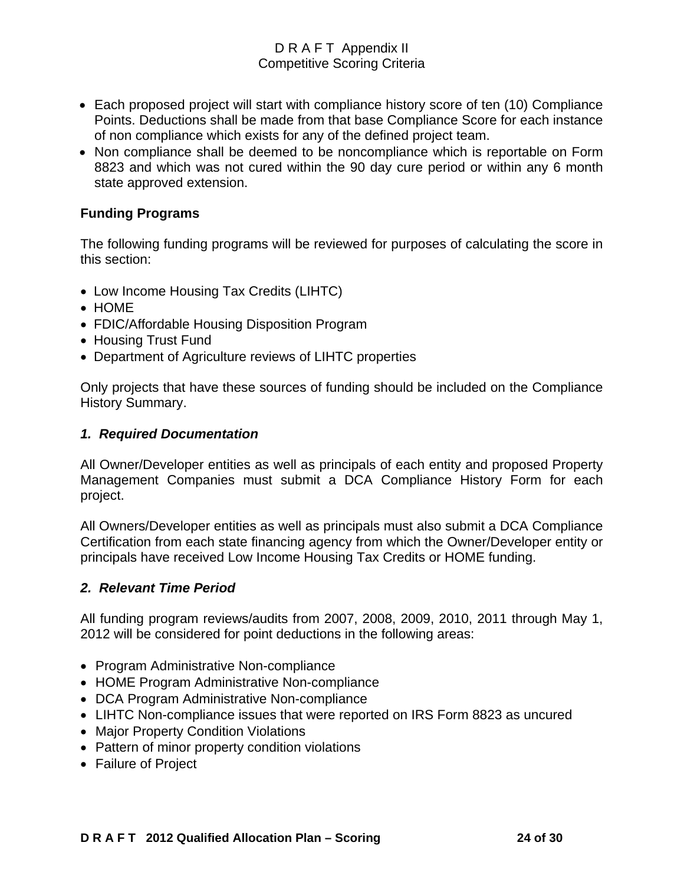- Each proposed project will start with compliance history score of ten (10) Compliance Points. Deductions shall be made from that base Compliance Score for each instance of non compliance which exists for any of the defined project team.
- Non compliance shall be deemed to be noncompliance which is reportable on Form 8823 and which was not cured within the 90 day cure period or within any 6 month state approved extension.

**Funding Programs**

The following funding programs will be reviewed for purposes of calculating the score in this section:

- Low Income Housing Tax Credits (LIHTC)
- HOME
- FDIC/Affordable Housing Disposition Program
- Housing Trust Fund
- Department of Agriculture reviews of LIHTC properties

Only projects that have these sources of funding should be included on the Compliance History Summary.

***1. Required Documentation***

All Owner/Developer entities as well as principals of each entity and proposed Property Management Companies must submit a DCA Compliance History Form for each project.

All Owners/Developer entities as well as principals must also submit a DCA Compliance Certification from each state financing agency from which the Owner/Developer entity or principals have received Low Income Housing Tax Credits or HOME funding.

***2. Relevant Time Period***

All funding program reviews/audits from 2007, 2008, 2009, 2010, 2011 through May 1, 2012 will be considered for point deductions in the following areas:

- Program Administrative Non-compliance
- HOME Program Administrative Non-compliance
- DCA Program Administrative Non-compliance
- LIHTC Non-compliance issues that were reported on IRS Form 8823 as uncured
- Major Property Condition Violations
- Pattern of minor property condition violations
- Failure of Project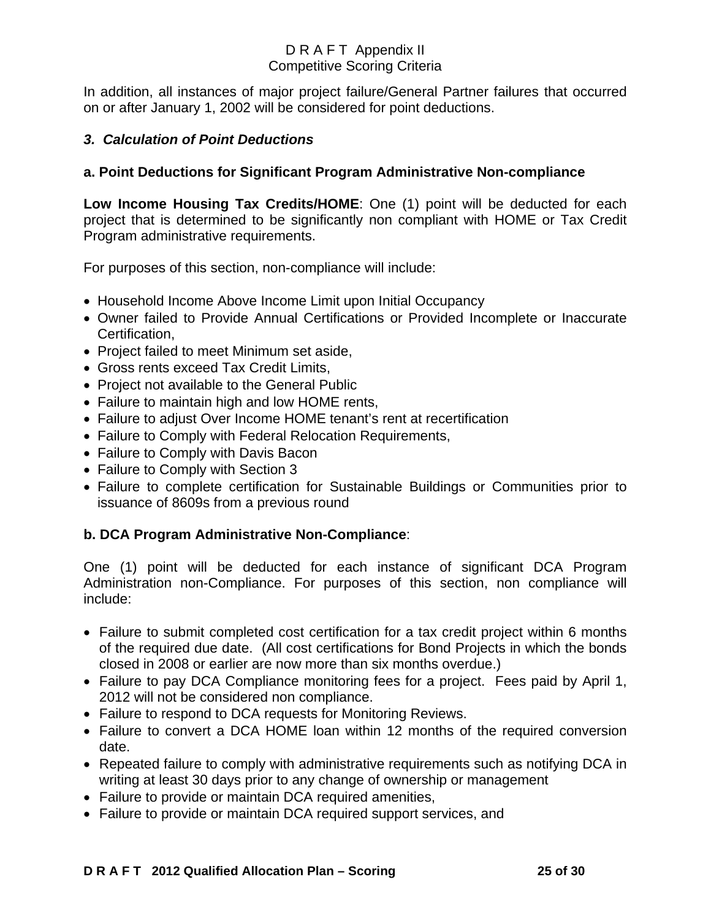In addition, all instances of major project failure/General Partner failures that occurred on or after January 1, 2002 will be considered for point deductions.

### *3. Calculation of Point Deductions*

#### a. Point Deductions for Significant Program Administrative Non-compliance

**Low Income Housing Tax Credits/HOME**: One (1) point will be deducted for each project that is determined to be significantly non compliant with HOME or Tax Credit Program administrative requirements.

For purposes of this section, non-compliance will include:

- Household Income Above Income Limit upon Initial Occupancy
- Owner failed to Provide Annual Certifications or Provided Incomplete or Inaccurate Certification,
- Project failed to meet Minimum set aside,
- Gross rents exceed Tax Credit Limits,
- Project not available to the General Public
- Failure to maintain high and low HOME rents,
- Failure to adjust Over Income HOME tenant's rent at recertification
- Failure to Comply with Federal Relocation Requirements,
- Failure to Comply with Davis Bacon
- Failure to Comply with Section 3
- Failure to complete certification for Sustainable Buildings or Communities prior to issuance of 8609s from a previous round

#### b. DCA Program Administrative Non-Compliance:

One (1) point will be deducted for each instance of significant DCA Program Administration non-Compliance. For purposes of this section, non compliance will include:

- Failure to submit completed cost certification for a tax credit project within 6 months of the required due date. (All cost certifications for Bond Projects in which the bonds closed in 2008 or earlier are now more than six months overdue.)
- Failure to pay DCA Compliance monitoring fees for a project. Fees paid by April 1, 2012 will not be considered non compliance.
- Failure to respond to DCA requests for Monitoring Reviews.
- Failure to convert a DCA HOME loan within 12 months of the required conversion date.
- Repeated failure to comply with administrative requirements such as notifying DCA in writing at least 30 days prior to any change of ownership or management
- Failure to provide or maintain DCA required amenities,
- Failure to provide or maintain DCA required support services, and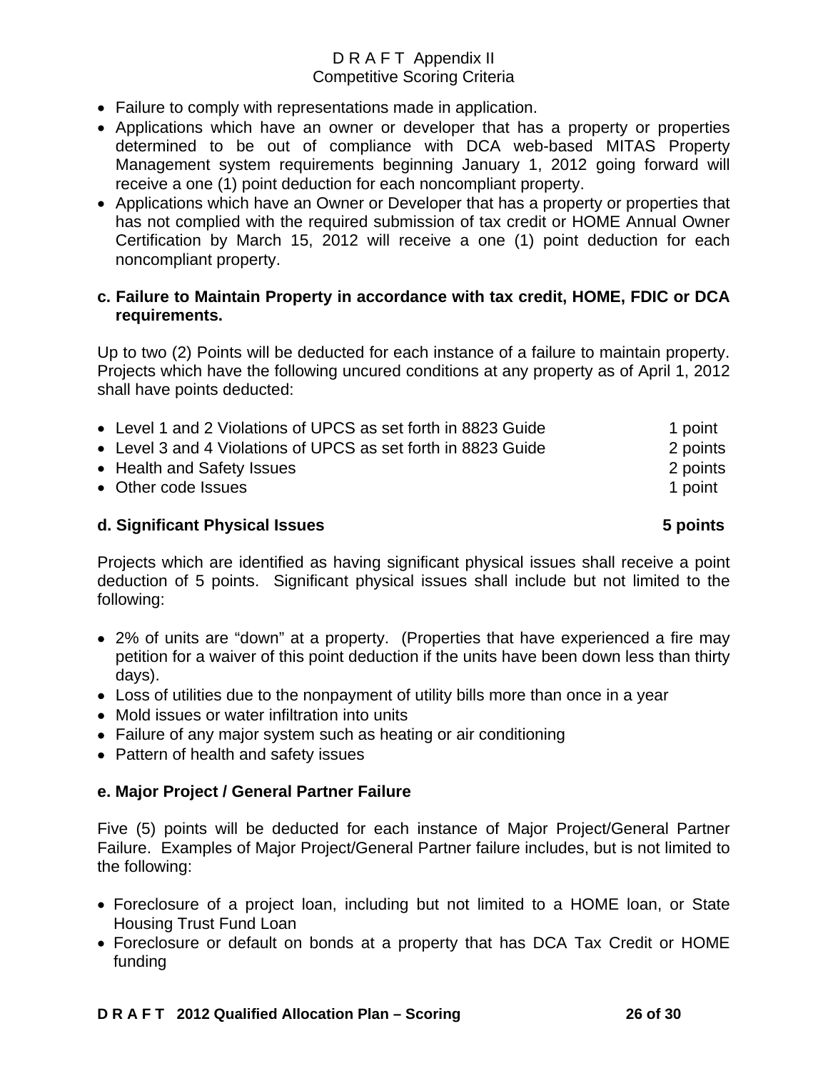- Failure to comply with representations made in application.
- Applications which have an owner or developer that has a property or properties determined to be out of compliance with DCA web-based MITAS Property Management system requirements beginning January 1, 2012 going forward will receive a one (1) point deduction for each noncompliant property.
- Applications which have an Owner or Developer that has a property or properties that has not complied with the required submission of tax credit or HOME Annual Owner Certification by March 15, 2012 will receive a one (1) point deduction for each noncompliant property.

**c. Failure to Maintain Property in accordance with tax credit, HOME, FDIC or DCA requirements.**

Up to two (2) Points will be deducted for each instance of a failure to maintain property. Projects which have the following uncured conditions at any property as of April 1, 2012 shall have points deducted:

- Level 1 and 2 Violations of UPCS as set forth in 8823 Guide — 1 point
- Level 3 and 4 Violations of UPCS as set forth in 8823 Guide — 2 points
- Health and Safety Issues — 2 points
- Other code Issues — 1 point

**d. Significant Physical Issues — 5 points**

Projects which are identified as having significant physical issues shall receive a point deduction of 5 points. Significant physical issues shall include but not limited to the following:

- 2% of units are "down" at a property. (Properties that have experienced a fire may petition for a waiver of this point deduction if the units have been down less than thirty days).
- Loss of utilities due to the nonpayment of utility bills more than once in a year
- Mold issues or water infiltration into units
- Failure of any major system such as heating or air conditioning
- Pattern of health and safety issues

**e. Major Project / General Partner Failure**

Five (5) points will be deducted for each instance of Major Project/General Partner Failure. Examples of Major Project/General Partner failure includes, but is not limited to the following:

- Foreclosure of a project loan, including but not limited to a HOME loan, or State Housing Trust Fund Loan
- Foreclosure or default on bonds at a property that has DCA Tax Credit or HOME funding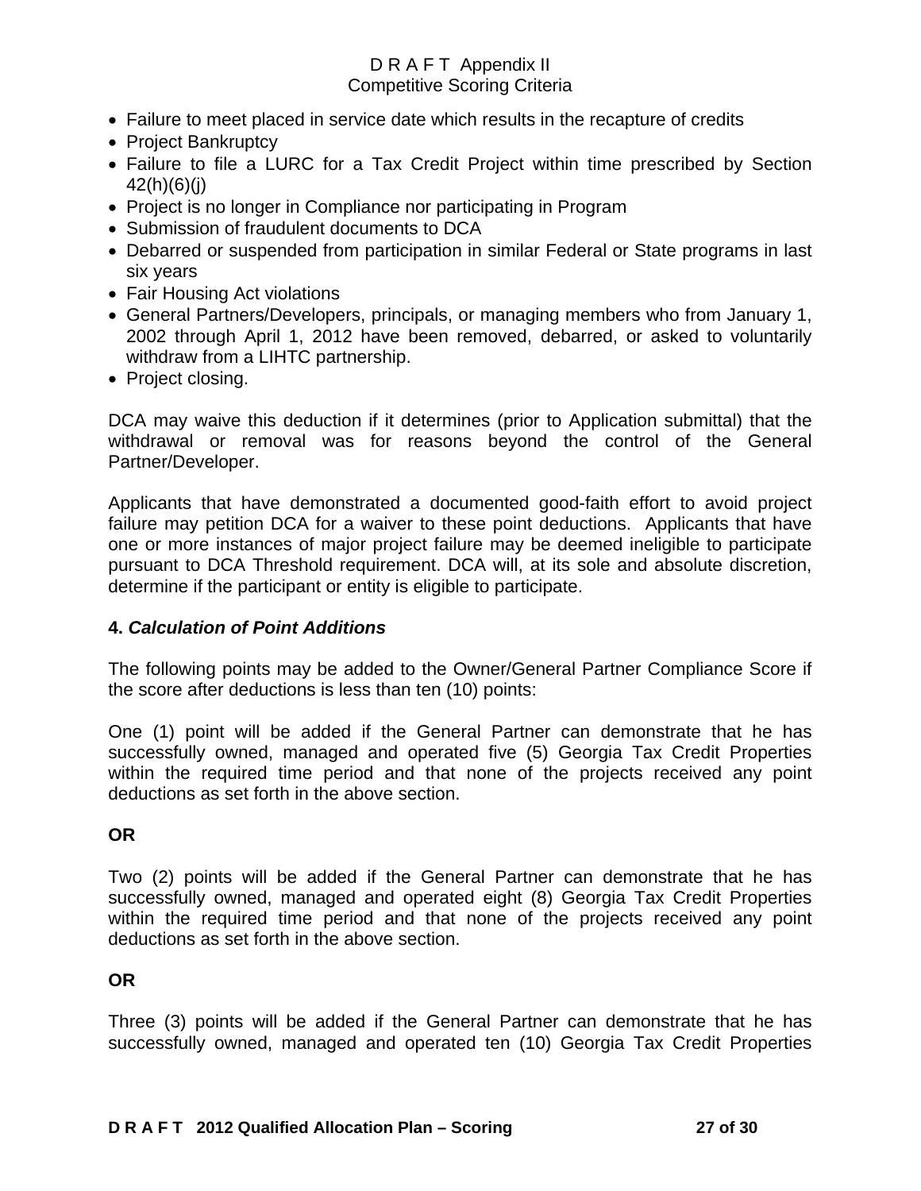- Failure to meet placed in service date which results in the recapture of credits
- Project Bankruptcy
- Failure to file a LURC for a Tax Credit Project within time prescribed by Section 42(h)(6)(j)
- Project is no longer in Compliance nor participating in Program
- Submission of fraudulent documents to DCA
- Debarred or suspended from participation in similar Federal or State programs in last six years
- Fair Housing Act violations
- General Partners/Developers, principals, or managing members who from January 1, 2002 through April 1, 2012 have been removed, debarred, or asked to voluntarily withdraw from a LIHTC partnership.
- Project closing.

DCA may waive this deduction if it determines (prior to Application submittal) that the withdrawal or removal was for reasons beyond the control of the General Partner/Developer.

Applicants that have demonstrated a documented good-faith effort to avoid project failure may petition DCA for a waiver to these point deductions. Applicants that have one or more instances of major project failure may be deemed ineligible to participate pursuant to DCA Threshold requirement. DCA will, at its sole and absolute discretion, determine if the participant or entity is eligible to participate.

### 4. *Calculation of Point Additions*

The following points may be added to the Owner/General Partner Compliance Score if the score after deductions is less than ten (10) points:

One (1) point will be added if the General Partner can demonstrate that he has successfully owned, managed and operated five (5) Georgia Tax Credit Properties within the required time period and that none of the projects received any point deductions as set forth in the above section.

**OR**

Two (2) points will be added if the General Partner can demonstrate that he has successfully owned, managed and operated eight (8) Georgia Tax Credit Properties within the required time period and that none of the projects received any point deductions as set forth in the above section.

**OR**

Three (3) points will be added if the General Partner can demonstrate that he has successfully owned, managed and operated ten (10) Georgia Tax Credit Properties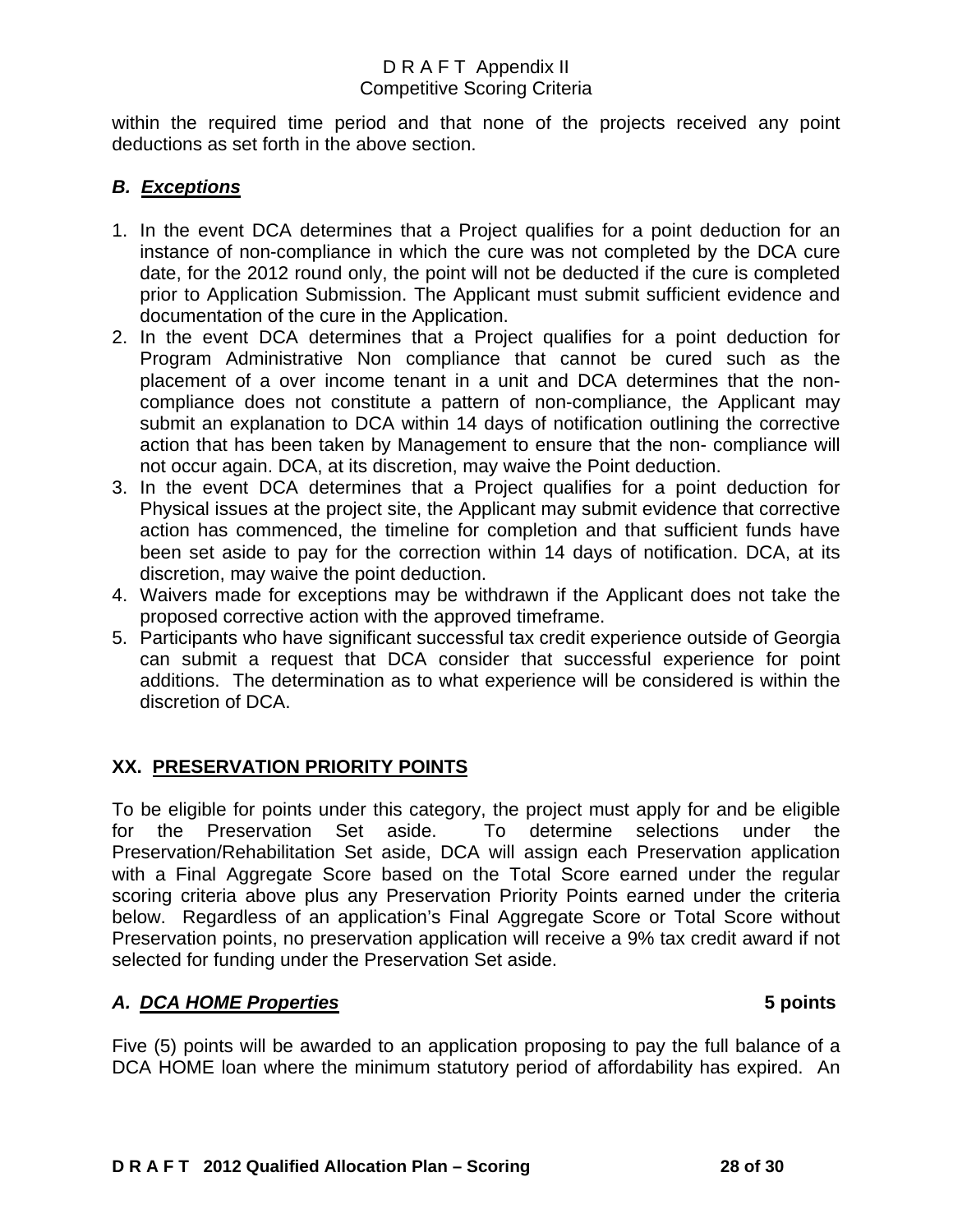within the required time period and that none of the projects received any point deductions as set forth in the above section.

### *B. Exceptions*

1. In the event DCA determines that a Project qualifies for a point deduction for an instance of non-compliance in which the cure was not completed by the DCA cure date, for the 2012 round only, the point will not be deducted if the cure is completed prior to Application Submission. The Applicant must submit sufficient evidence and documentation of the cure in the Application.
2. In the event DCA determines that a Project qualifies for a point deduction for Program Administrative Non compliance that cannot be cured such as the placement of a over income tenant in a unit and DCA determines that the non-compliance does not constitute a pattern of non-compliance, the Applicant may submit an explanation to DCA within 14 days of notification outlining the corrective action that has been taken by Management to ensure that the non- compliance will not occur again. DCA, at its discretion, may waive the Point deduction.
3. In the event DCA determines that a Project qualifies for a point deduction for Physical issues at the project site, the Applicant may submit evidence that corrective action has commenced, the timeline for completion and that sufficient funds have been set aside to pay for the correction within 14 days of notification. DCA, at its discretion, may waive the point deduction.
4. Waivers made for exceptions may be withdrawn if the Applicant does not take the proposed corrective action with the approved timeframe.
5. Participants who have significant successful tax credit experience outside of Georgia can submit a request that DCA consider that successful experience for point additions. The determination as to what experience will be considered is within the discretion of DCA.

## XX. PRESERVATION PRIORITY POINTS

To be eligible for points under this category, the project must apply for and be eligible for the Preservation Set aside. To determine selections under the Preservation/Rehabilitation Set aside, DCA will assign each Preservation application with a Final Aggregate Score based on the Total Score earned under the regular scoring criteria above plus any Preservation Priority Points earned under the criteria below. Regardless of an application's Final Aggregate Score or Total Score without Preservation points, no preservation application will receive a 9% tax credit award if not selected for funding under the Preservation Set aside.

### *A. DCA HOME Properties* — 5 points

Five (5) points will be awarded to an application proposing to pay the full balance of a DCA HOME loan where the minimum statutory period of affordability has expired. An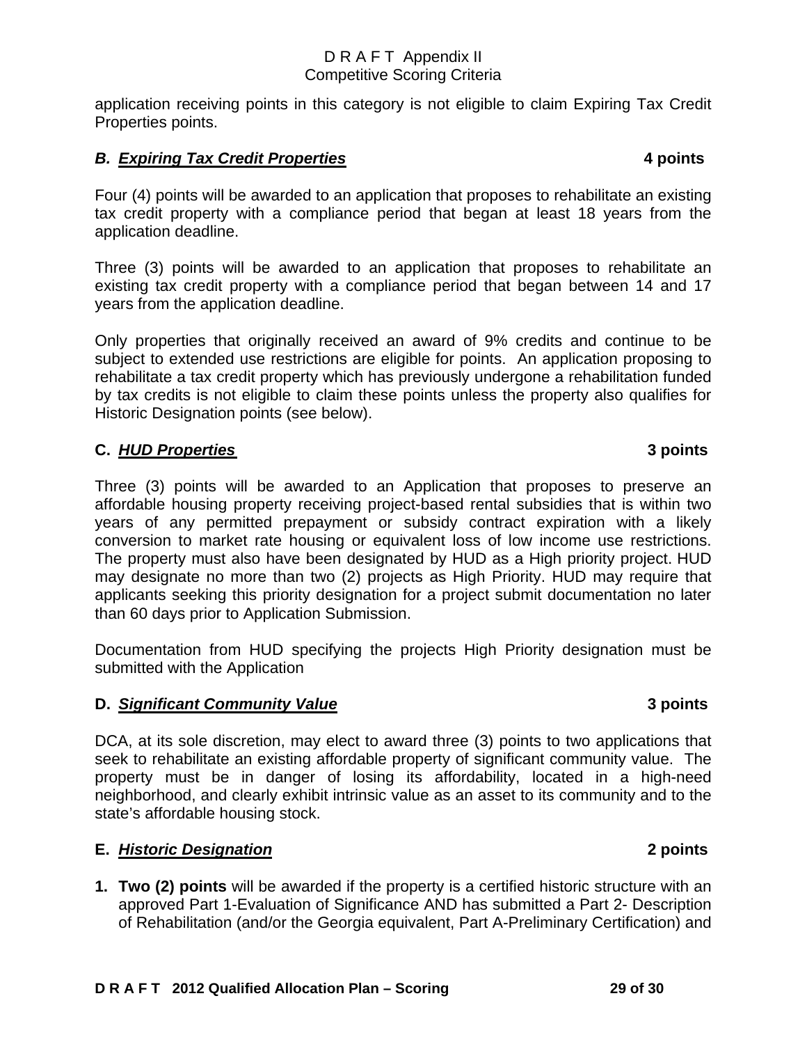application receiving points in this category is not eligible to claim Expiring Tax Credit Properties points.

### ***B. <u>Expiring Tax Credit Properties</u>*** **4 points**

Four (4) points will be awarded to an application that proposes to rehabilitate an existing tax credit property with a compliance period that began at least 18 years from the application deadline.

Three (3) points will be awarded to an application that proposes to rehabilitate an existing tax credit property with a compliance period that began between 14 and 17 years from the application deadline.

Only properties that originally received an award of 9% credits and continue to be subject to extended use restrictions are eligible for points. An application proposing to rehabilitate a tax credit property which has previously undergone a rehabilitation funded by tax credits is not eligible to claim these points unless the property also qualifies for Historic Designation points (see below).

### **C. *<u>HUD Properties</u>*** **3 points**

Three (3) points will be awarded to an Application that proposes to preserve an affordable housing property receiving project-based rental subsidies that is within two years of any permitted prepayment or subsidy contract expiration with a likely conversion to market rate housing or equivalent loss of low income use restrictions. The property must also have been designated by HUD as a High priority project. HUD may designate no more than two (2) projects as High Priority. HUD may require that applicants seeking this priority designation for a project submit documentation no later than 60 days prior to Application Submission.

Documentation from HUD specifying the projects High Priority designation must be submitted with the Application

### **D. *<u>Significant Community Value</u>*** **3 points**

DCA, at its sole discretion, may elect to award three (3) points to two applications that seek to rehabilitate an existing affordable property of significant community value. The property must be in danger of losing its affordability, located in a high-need neighborhood, and clearly exhibit intrinsic value as an asset to its community and to the state's affordable housing stock.

### **E. *<u>Historic Designation</u>*** **2 points**

1. **Two (2) points** will be awarded if the property is a certified historic structure with an approved Part 1-Evaluation of Significance AND has submitted a Part 2- Description of Rehabilitation (and/or the Georgia equivalent, Part A-Preliminary Certification) and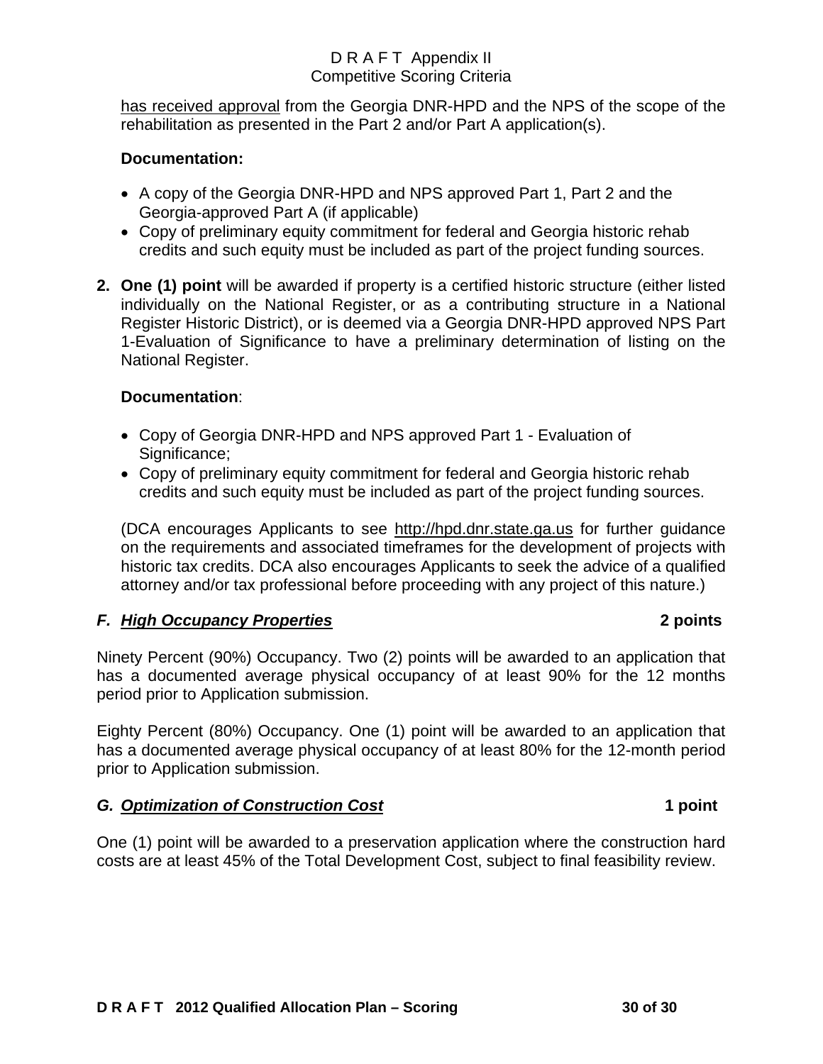has received approval from the Georgia DNR-HPD and the NPS of the scope of the rehabilitation as presented in the Part 2 and/or Part A application(s).

**Documentation:**

- A copy of the Georgia DNR-HPD and NPS approved Part 1, Part 2 and the Georgia-approved Part A (if applicable)
- Copy of preliminary equity commitment for federal and Georgia historic rehab credits and such equity must be included as part of the project funding sources.

2. **One (1) point** will be awarded if property is a certified historic structure (either listed individually on the National Register, or as a contributing structure in a National Register Historic District), or is deemed via a Georgia DNR-HPD approved NPS Part 1-Evaluation of Significance to have a preliminary determination of listing on the National Register.

**Documentation**:

- Copy of Georgia DNR-HPD and NPS approved Part 1 - Evaluation of Significance;
- Copy of preliminary equity commitment for federal and Georgia historic rehab credits and such equity must be included as part of the project funding sources.

(DCA encourages Applicants to see http://hpd.dnr.state.ga.us for further guidance on the requirements and associated timeframes for the development of projects with historic tax credits. DCA also encourages Applicants to seek the advice of a qualified attorney and/or tax professional before proceeding with any project of this nature.)

### *F. High Occupancy Properties* **2 points**

Ninety Percent (90%) Occupancy. Two (2) points will be awarded to an application that has a documented average physical occupancy of at least 90% for the 12 months period prior to Application submission.

Eighty Percent (80%) Occupancy. One (1) point will be awarded to an application that has a documented average physical occupancy of at least 80% for the 12-month period prior to Application submission.

### *G. Optimization of Construction Cost* **1 point**

One (1) point will be awarded to a preservation application where the construction hard costs are at least 45% of the Total Development Cost, subject to final feasibility review.